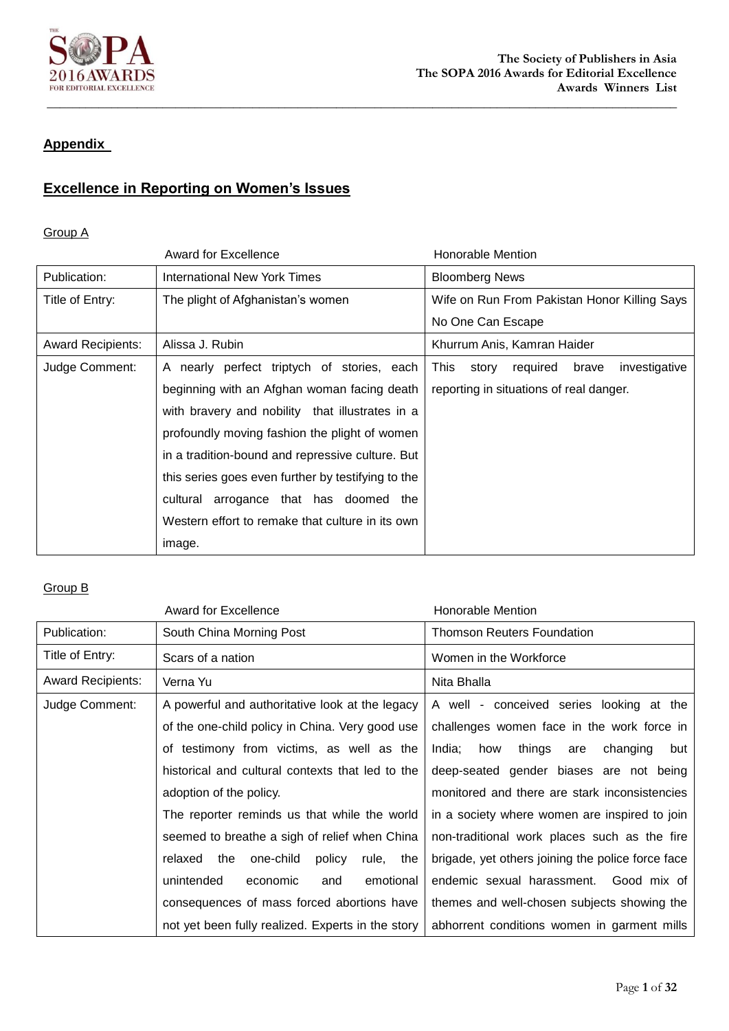## Appendix

## Excellence in Reporting on Women's Issues

Group A

| | Award for Excellence | Honorable Mention |
|---|---|---|
| Publication: | International New York Times | Bloomberg News |
| Title of Entry: | The plight of Afghanistan's women | Wife on Run From Pakistan Honor Killing Says No One Can Escape |
| Award Recipients: | Alissa J. Rubin | Khurrum Anis, Kamran Haider |
| Judge Comment: | A nearly perfect triptych of stories, each beginning with an Afghan woman facing death with bravery and nobility that illustrates in a profoundly moving fashion the plight of women in a tradition-bound and repressive culture. But this series goes even further by testifying to the cultural arrogance that has doomed the Western effort to remake that culture in its own image. | This story required brave investigative reporting in situations of real danger. |

Group B

| | Award for Excellence | Honorable Mention |
|---|---|---|
| Publication: | South China Morning Post | Thomson Reuters Foundation |
| Title of Entry: | Scars of a nation | Women in the Workforce |
| Award Recipients: | Verna Yu | Nita Bhalla |
| Judge Comment: | A powerful and authoritative look at the legacy of the one-child policy in China. Very good use of testimony from victims, as well as the historical and cultural contexts that led to the adoption of the policy. The reporter reminds us that while the world seemed to breathe a sigh of relief when China relaxed the one-child policy rule, the unintended economic and emotional consequences of mass forced abortions have not yet been fully realized. Experts in the story | A well - conceived series looking at the challenges women face in the work force in India; how things are changing but deep-seated gender biases are not being monitored and there are stark inconsistencies in a society where women are inspired to join non-traditional work places such as the fire brigade, yet others joining the police force face endemic sexual harassment. Good mix of themes and well-chosen subjects showing the abhorrent conditions women in garment mills |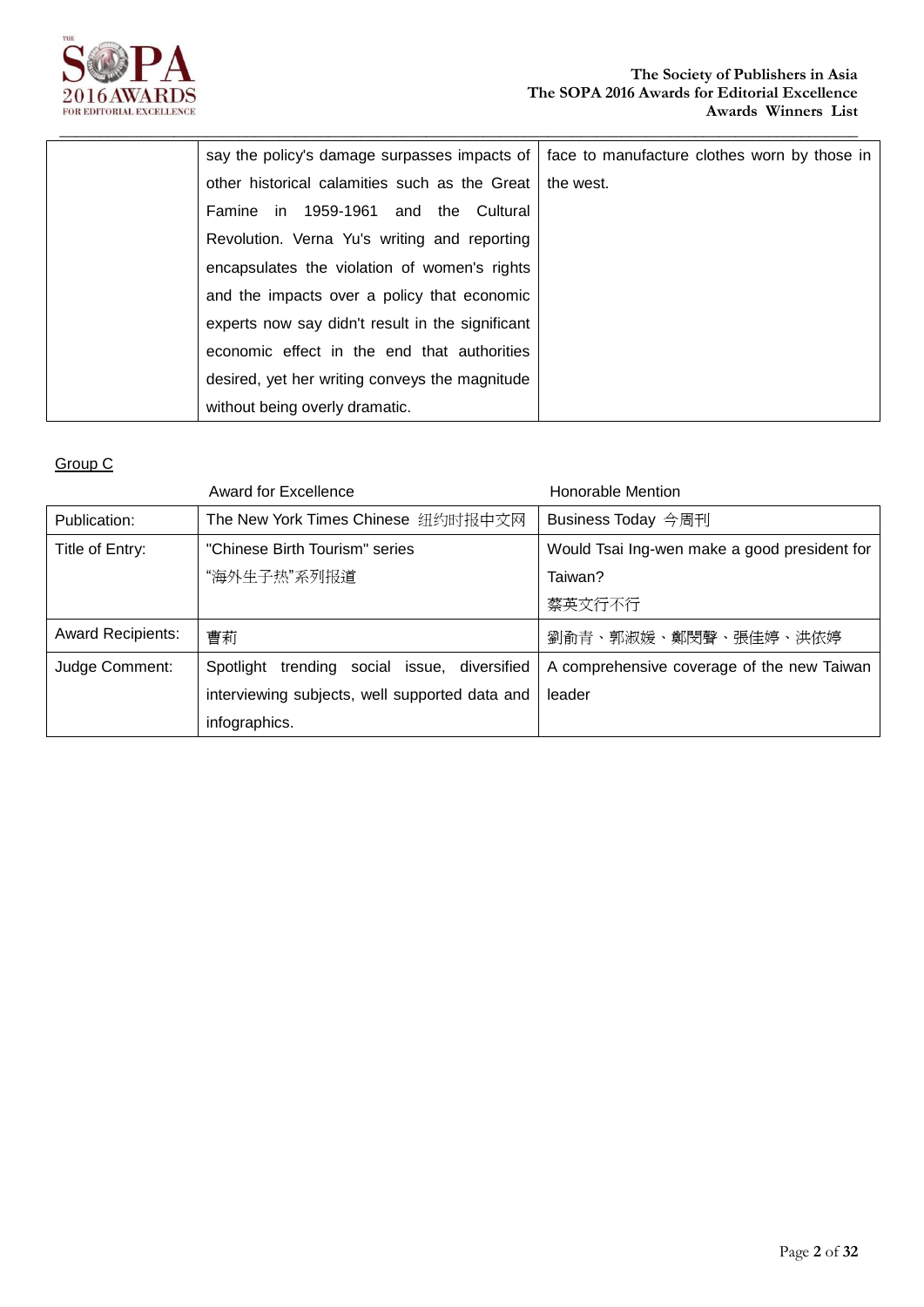| | | |
|---|---|---|
| | say the policy's damage surpasses impacts of other historical calamities such as the Great Famine in 1959-1961 and the Cultural Revolution. Verna Yu's writing and reporting encapsulates the violation of women's rights and the impacts over a policy that economic experts now say didn't result in the significant economic effect in the end that authorities desired, yet her writing conveys the magnitude without being overly dramatic. | face to manufacture clothes worn by those in the west. |

Group C

| | Award for Excellence | Honorable Mention |
|---|---|---|
| Publication: | The New York Times Chinese 纽约时报中文网 | Business Today 今周刊 |
| Title of Entry: | "Chinese Birth Tourism" series<br>"海外生子热"系列报道 | Would Tsai Ing-wen make a good president for Taiwan?<br>蔡英文行不行 |
| Award Recipients: | 曹莉 | 劉俞青、郭淑媛、鄭閔聲、張佳婷、洪依婷 |
| Judge Comment: | Spotlight trending social issue, diversified interviewing subjects, well supported data and infographics. | A comprehensive coverage of the new Taiwan leader |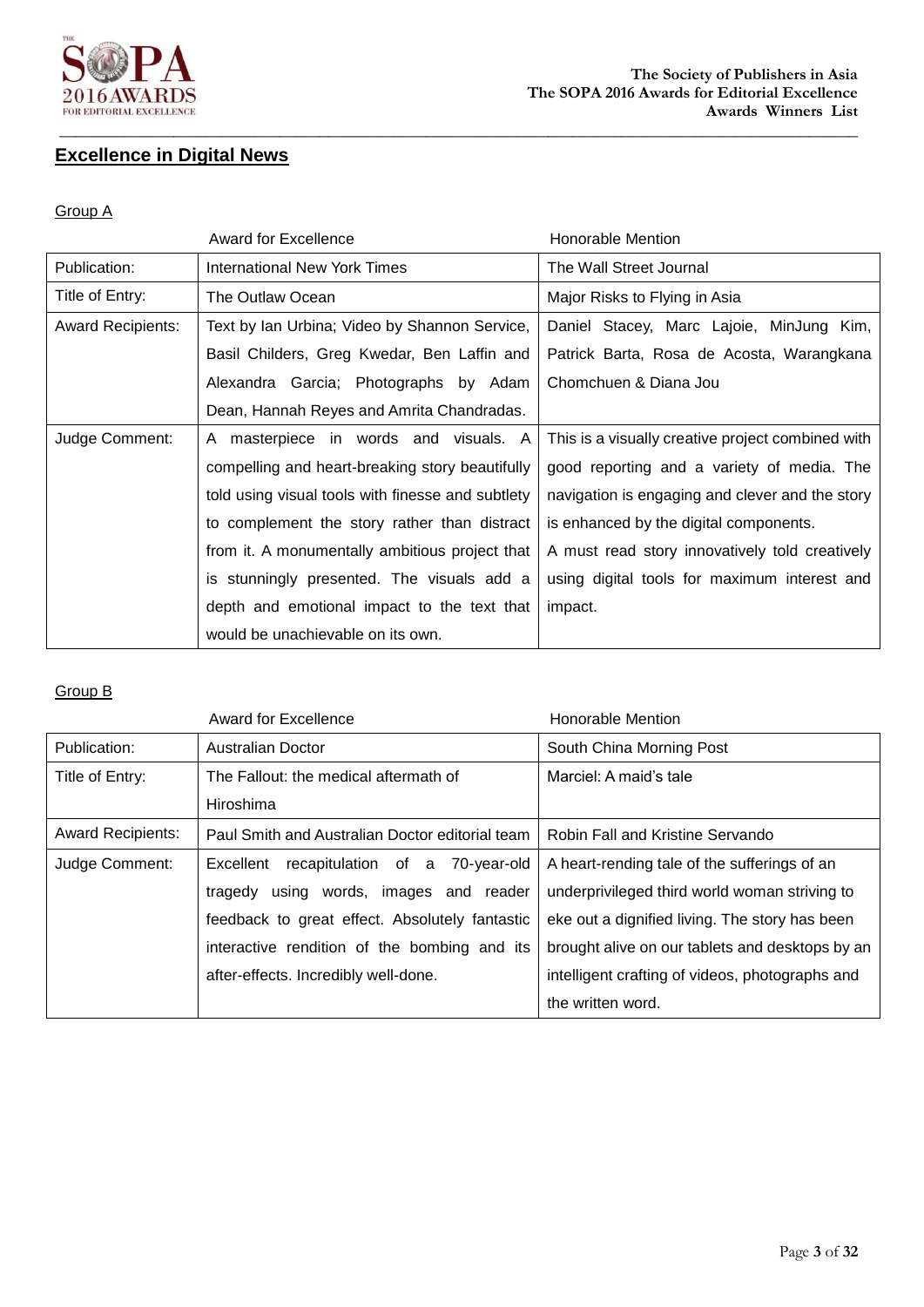## Excellence in Digital News

### Group A

| | Award for Excellence | Honorable Mention |
|---|---|---|
| Publication: | International New York Times | The Wall Street Journal |
| Title of Entry: | The Outlaw Ocean | Major Risks to Flying in Asia |
| Award Recipients: | Text by Ian Urbina; Video by Shannon Service, Basil Childers, Greg Kwedar, Ben Laffin and Alexandra Garcia; Photographs by Adam Dean, Hannah Reyes and Amrita Chandradas. | Daniel Stacey, Marc Lajoie, MinJung Kim, Patrick Barta, Rosa de Acosta, Warangkana Chomchuen & Diana Jou |
| Judge Comment: | A masterpiece in words and visuals. A compelling and heart-breaking story beautifully told using visual tools with finesse and subtlety to complement the story rather than distract from it. A monumentally ambitious project that is stunningly presented. The visuals add a depth and emotional impact to the text that would be unachievable on its own. | This is a visually creative project combined with good reporting and a variety of media. The navigation is engaging and clever and the story is enhanced by the digital components. A must read story innovatively told creatively using digital tools for maximum interest and impact. |

### Group B

| | Award for Excellence | Honorable Mention |
|---|---|---|
| Publication: | Australian Doctor | South China Morning Post |
| Title of Entry: | The Fallout: the medical aftermath of Hiroshima | Marciel: A maid's tale |
| Award Recipients: | Paul Smith and Australian Doctor editorial team | Robin Fall and Kristine Servando |
| Judge Comment: | Excellent recapitulation of a 70-year-old tragedy using words, images and reader feedback to great effect. Absolutely fantastic interactive rendition of the bombing and its after-effects. Incredibly well-done. | A heart-rending tale of the sufferings of an underprivileged third world woman striving to eke out a dignified living. The story has been brought alive on our tablets and desktops by an intelligent crafting of videos, photographs and the written word. |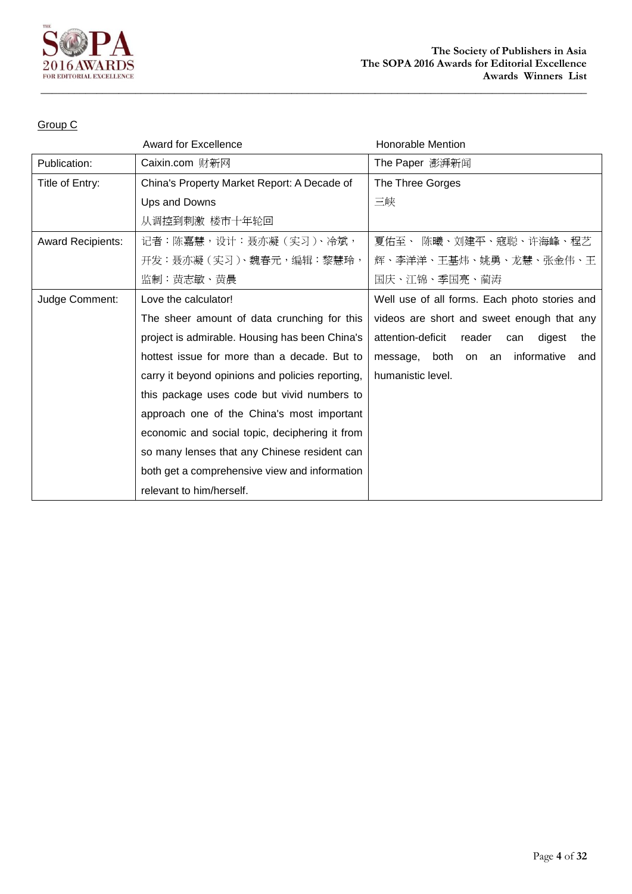Group C

| | Award for Excellence | Honorable Mention |
|---|---|---|
| Publication: | Caixin.com 财新网 | The Paper 澎湃新闻 |
| Title of Entry: | China's Property Market Report: A Decade of Ups and Downs 从调控到刺激 楼市十年轮回 | The Three Gorges 三峡 |
| Award Recipients: | 记者：陈嘉慧，设计：聂亦凝（实习）、冷斌，开发：聂亦凝（实习）、魏春元，编辑：黎慧玲，监制：黄志敏、黄晨 | 夏佑至、 陈曦、刘建平、寇聪、许海峰、程艺辉、李洋洋、王基炜、姚勇、龙慧、张金伟、王国庆、江锦、季国亮、蔺涛 |
| Judge Comment: | Love the calculator! The sheer amount of data crunching for this project is admirable. Housing has been China's hottest issue for more than a decade. But to carry it beyond opinions and policies reporting, this package uses code but vivid numbers to approach one of the China's most important economic and social topic, deciphering it from so many lenses that any Chinese resident can both get a comprehensive view and information relevant to him/herself. | Well use of all forms. Each photo stories and videos are short and sweet enough that any attention-deficit reader can digest the message, both on an informative and humanistic level. |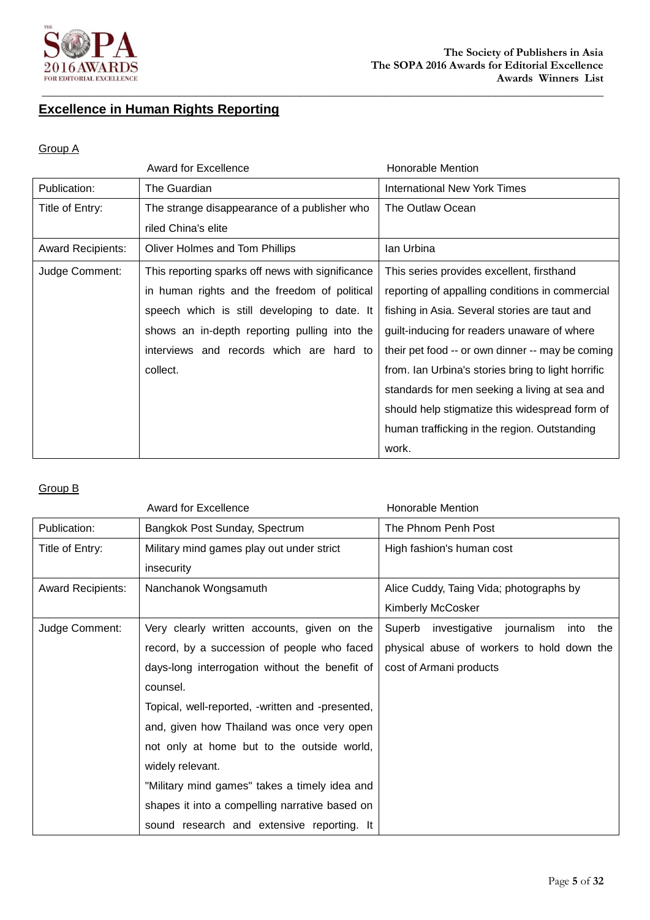## Excellence in Human Rights Reporting

Group A

| | Award for Excellence | Honorable Mention |
|---|---|---|
| Publication: | The Guardian | International New York Times |
| Title of Entry: | The strange disappearance of a publisher who riled China's elite | The Outlaw Ocean |
| Award Recipients: | Oliver Holmes and Tom Phillips | Ian Urbina |
| Judge Comment: | This reporting sparks off news with significance in human rights and the freedom of political speech which is still developing to date. It shows an in-depth reporting pulling into the interviews and records which are hard to collect. | This series provides excellent, firsthand reporting of appalling conditions in commercial fishing in Asia. Several stories are taut and guilt-inducing for readers unaware of where their pet food -- or own dinner -- may be coming from. Ian Urbina's stories bring to light horrific standards for men seeking a living at sea and should help stigmatize this widespread form of human trafficking in the region. Outstanding work. |

Group B

| | Award for Excellence | Honorable Mention |
|---|---|---|
| Publication: | Bangkok Post Sunday, Spectrum | The Phnom Penh Post |
| Title of Entry: | Military mind games play out under strict insecurity | High fashion's human cost |
| Award Recipients: | Nanchanok Wongsamuth | Alice Cuddy, Taing Vida; photographs by Kimberly McCosker |
| Judge Comment: | Very clearly written accounts, given on the record, by a succession of people who faced days-long interrogation without the benefit of counsel.<br>Topical, well-reported, -written and -presented, and, given how Thailand was once very open not only at home but to the outside world, widely relevant.<br>"Military mind games" takes a timely idea and shapes it into a compelling narrative based on sound research and extensive reporting. It | Superb investigative journalism into the physical abuse of workers to hold down the cost of Armani products |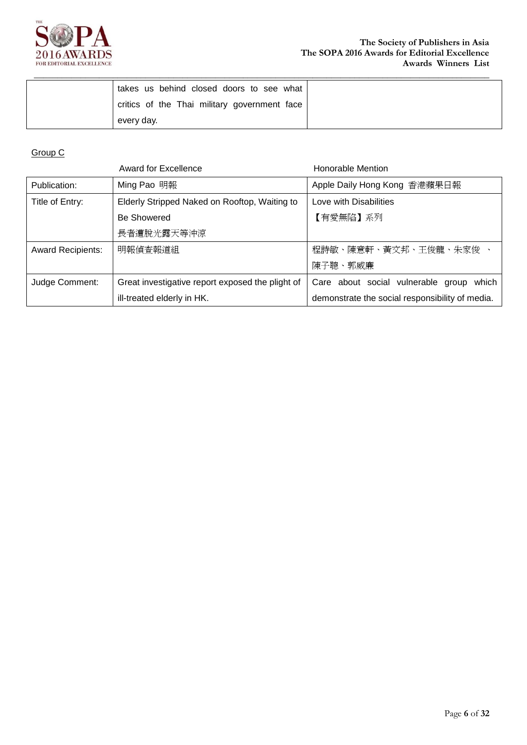| | takes us behind closed doors to see what critics of the Thai military government face every day. | |
|---|---|---|

Group C

| | Award for Excellence | Honorable Mention |
|---|---|---|
| Publication: | Ming Pao 明報 | Apple Daily Hong Kong 香港蘋果日報 |
| Title of Entry: | Elderly Stripped Naked on Rooftop, Waiting to Be Showered<br>長者遭脫光露天等沖涼 | Love with Disabilities<br>【有愛無陷】系列 |
| Award Recipients: | 明報偵查報道組 | 程詩敏、陳意軒、黃文邦、王俊龍、朱家俊 、陳子聰、郭威廉 |
| Judge Comment: | Great investigative report exposed the plight of ill-treated elderly in HK. | Care about social vulnerable group which demonstrate the social responsibility of media. |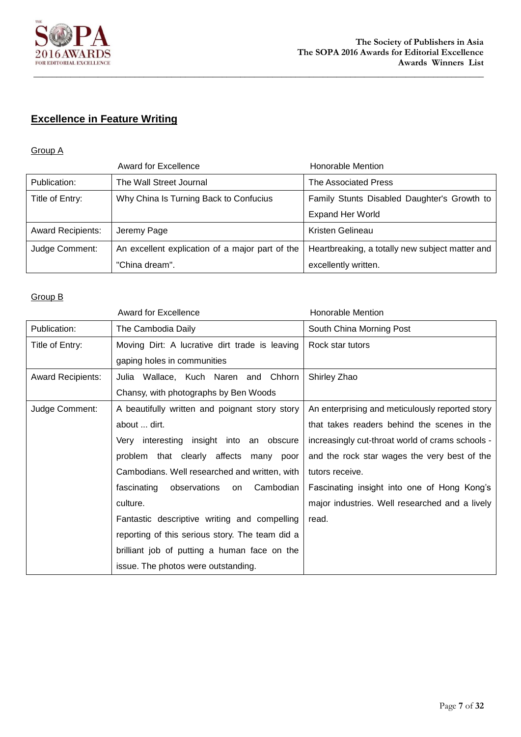## Excellence in Feature Writing

### Group A

| | Award for Excellence | Honorable Mention |
|---|---|---|
| Publication: | The Wall Street Journal | The Associated Press |
| Title of Entry: | Why China Is Turning Back to Confucius | Family Stunts Disabled Daughter's Growth to Expand Her World |
| Award Recipients: | Jeremy Page | Kristen Gelineau |
| Judge Comment: | An excellent explication of a major part of the "China dream". | Heartbreaking, a totally new subject matter and excellently written. |

### Group B

| | Award for Excellence | Honorable Mention |
|---|---|---|
| Publication: | The Cambodia Daily | South China Morning Post |
| Title of Entry: | Moving Dirt: A lucrative dirt trade is leaving gaping holes in communities | Rock star tutors |
| Award Recipients: | Julia Wallace, Kuch Naren and Chhorn Chansy, with photographs by Ben Woods | Shirley Zhao |
| Judge Comment: | A beautifully written and poignant story story about ... dirt. Very interesting insight into an obscure problem that clearly affects many poor Cambodians. Well researched and written, with fascinating observations on Cambodian culture. Fantastic descriptive writing and compelling reporting of this serious story. The team did a brilliant job of putting a human face on the issue. The photos were outstanding. | An enterprising and meticulously reported story that takes readers behind the scenes in the increasingly cut-throat world of crams schools - and the rock star wages the very best of the tutors receive. Fascinating insight into one of Hong Kong's major industries. Well researched and a lively read. |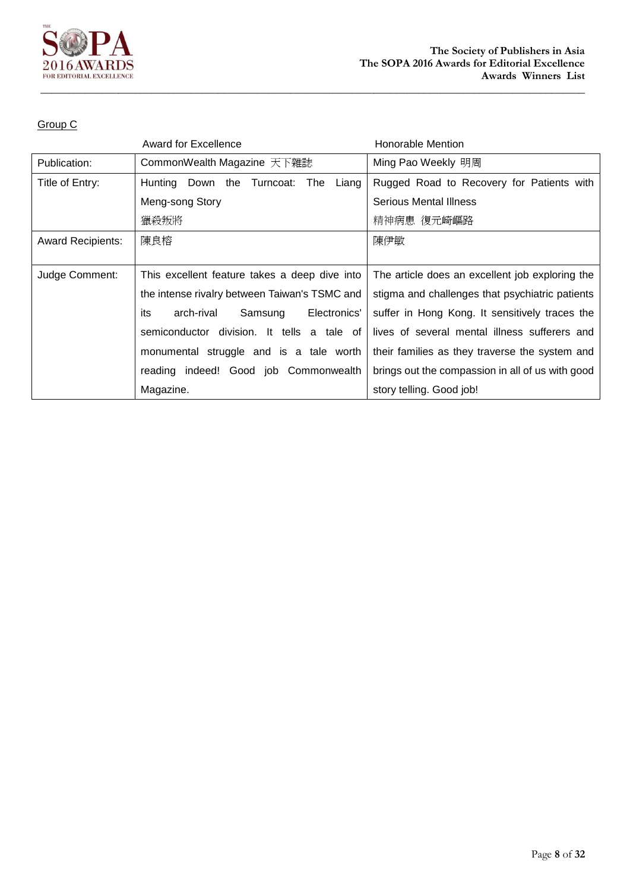Group C

| | Award for Excellence | Honorable Mention |
|---|---|---|
| Publication: | CommonWealth Magazine 天下雜誌 | Ming Pao Weekly 明周 |
| Title of Entry: | Hunting Down the Turncoat: The Liang Meng-song Story<br>獵殺叛將 | Rugged Road to Recovery for Patients with Serious Mental Illness<br>精神病患 復元崎嶇路 |
| Award Recipients: | 陳良榕 | 陳伊敏 |
| Judge Comment: | This excellent feature takes a deep dive into the intense rivalry between Taiwan's TSMC and its arch-rival Samsung Electronics' semiconductor division. It tells a tale of monumental struggle and is a tale worth reading indeed! Good job Commonwealth Magazine. | The article does an excellent job exploring the stigma and challenges that psychiatric patients suffer in Hong Kong. It sensitively traces the lives of several mental illness sufferers and their families as they traverse the system and brings out the compassion in all of us with good story telling. Good job! |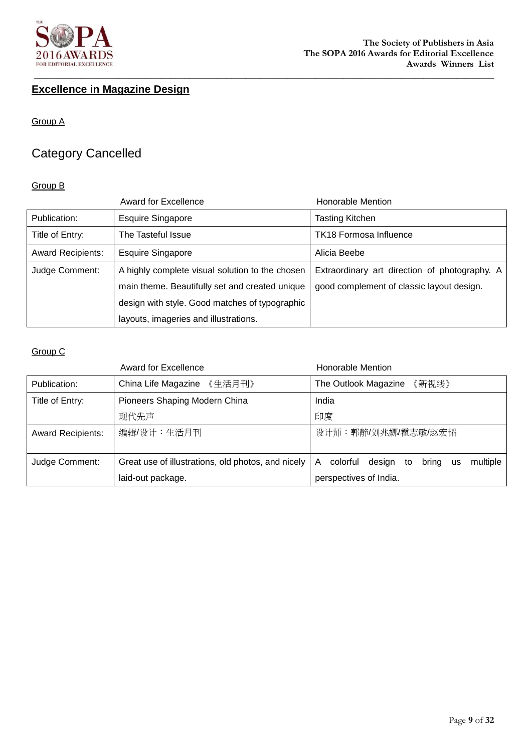## Excellence in Magazine Design

Group A

Category Cancelled

Group B

| | Award for Excellence | Honorable Mention |
|---|---|---|
| Publication: | Esquire Singapore | Tasting Kitchen |
| Title of Entry: | The Tasteful Issue | TK18 Formosa Influence |
| Award Recipients: | Esquire Singapore | Alicia Beebe |
| Judge Comment: | A highly complete visual solution to the chosen main theme. Beautifully set and created unique design with style. Good matches of typographic layouts, imageries and illustrations. | Extraordinary art direction of photography. A good complement of classic layout design. |

Group C

| | Award for Excellence | Honorable Mention |
|---|---|---|
| Publication: | China Life Magazine 《生活月刊》 | The Outlook Magazine 《新视线》 |
| Title of Entry: | Pioneers Shaping Modern China<br>现代先声 | India<br>印度 |
| Award Recipients: | 编辑/设计：生活月刊 | 设计师：郭静/刘兆娜/霍志敏/赵宏韬 |
| Judge Comment: | Great use of illustrations, old photos, and nicely laid-out package. | A colorful design to bring us multiple perspectives of India. |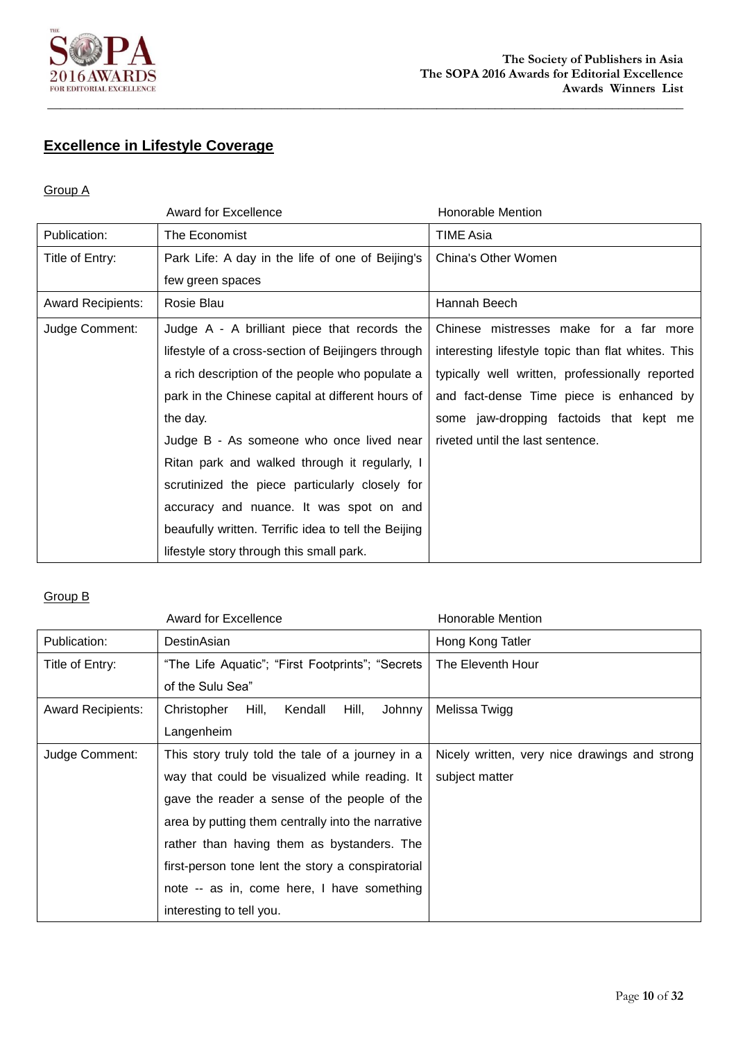## Excellence in Lifestyle Coverage

Group A

| | Award for Excellence | Honorable Mention |
|---|---|---|
| Publication: | The Economist | TIME Asia |
| Title of Entry: | Park Life: A day in the life of one of Beijing's few green spaces | China's Other Women |
| Award Recipients: | Rosie Blau | Hannah Beech |
| Judge Comment: | Judge A - A brilliant piece that records the lifestyle of a cross-section of Beijingers through a rich description of the people who populate a park in the Chinese capital at different hours of the day.<br>Judge B - As someone who once lived near Ritan park and walked through it regularly, I scrutinized the piece particularly closely for accuracy and nuance. It was spot on and beaufully written. Terrific idea to tell the Beijing lifestyle story through this small park. | Chinese mistresses make for a far more interesting lifestyle topic than flat whites. This typically well written, professionally reported and fact-dense Time piece is enhanced by some jaw-dropping factoids that kept me riveted until the last sentence. |

Group B

| | Award for Excellence | Honorable Mention |
|---|---|---|
| Publication: | DestinAsian | Hong Kong Tatler |
| Title of Entry: | "The Life Aquatic"; "First Footprints"; "Secrets of the Sulu Sea" | The Eleventh Hour |
| Award Recipients: | Christopher Hill, Kendall Hill, Johnny Langenheim | Melissa Twigg |
| Judge Comment: | This story truly told the tale of a journey in a way that could be visualized while reading. It gave the reader a sense of the people of the area by putting them centrally into the narrative rather than having them as bystanders. The first-person tone lent the story a conspiratorial note -- as in, come here, I have something interesting to tell you. | Nicely written, very nice drawings and strong subject matter |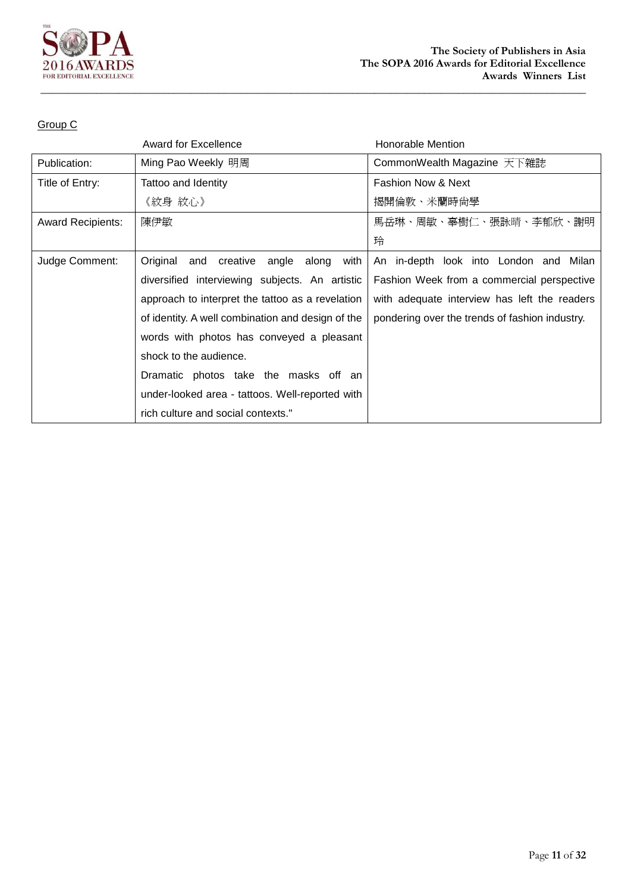<u>Group C</u>

| | Award for Excellence | Honorable Mention |
|---|---|---|
| Publication: | Ming Pao Weekly 明周 | CommonWealth Magazine 天下雜誌 |
| Title of Entry: | Tattoo and Identity<br>《紋身 紋心》 | Fashion Now & Next<br>揭開倫敦、米蘭時尚學 |
| Award Recipients: | 陳伊敏 | 馬岳琳、周敏、辜樹仁、張詠晴、李郁欣、謝明玲 |
| Judge Comment: | Original and creative angle along with diversified interviewing subjects. An artistic approach to interpret the tattoo as a revelation of identity. A well combination and design of the words with photos has conveyed a pleasant shock to the audience.<br>Dramatic photos take the masks off an under-looked area - tattoos. Well-reported with rich culture and social contexts." | An in-depth look into London and Milan Fashion Week from a commercial perspective with adequate interview has left the readers pondering over the trends of fashion industry. |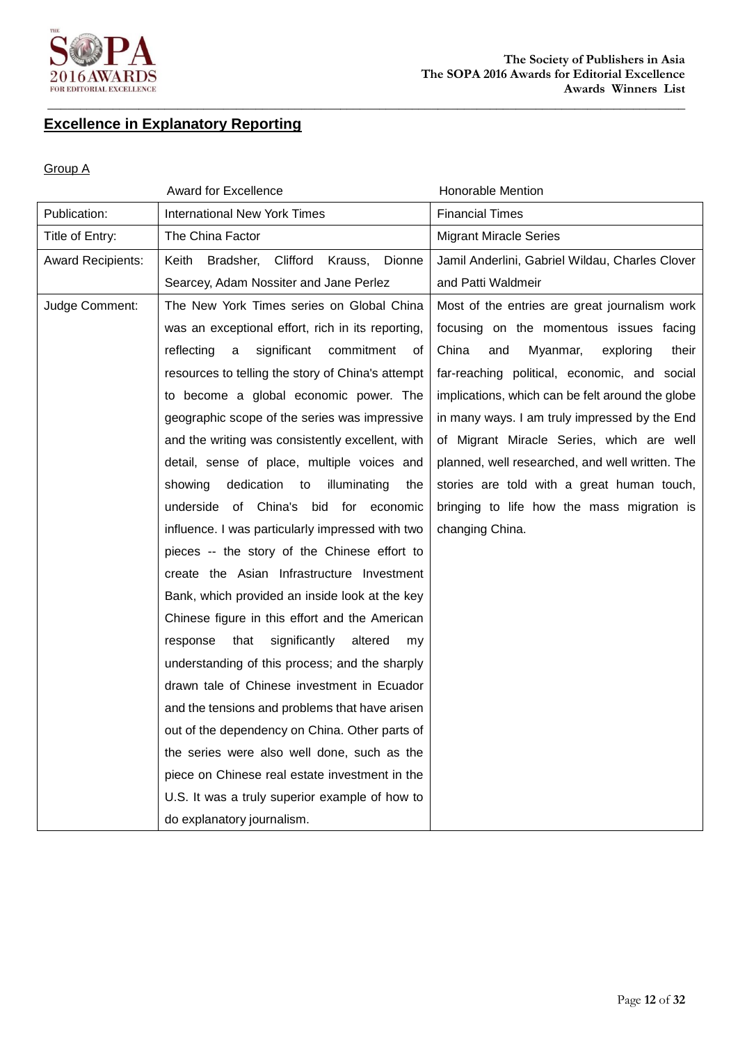## Excellence in Explanatory Reporting

Group A

| | Award for Excellence | Honorable Mention |
|---|---|---|
| Publication: | International New York Times | Financial Times |
| Title of Entry: | The China Factor | Migrant Miracle Series |
| Award Recipients: | Keith Bradsher, Clifford Krauss, Dionne Searcey, Adam Nossiter and Jane Perlez | Jamil Anderlini, Gabriel Wildau, Charles Clover and Patti Waldmeir |
| Judge Comment: | The New York Times series on Global China was an exceptional effort, rich in its reporting, reflecting a significant commitment of resources to telling the story of China's attempt to become a global economic power. The geographic scope of the series was impressive and the writing was consistently excellent, with detail, sense of place, multiple voices and showing dedication to illuminating the underside of China's bid for economic influence. I was particularly impressed with two pieces -- the story of the Chinese effort to create the Asian Infrastructure Investment Bank, which provided an inside look at the key Chinese figure in this effort and the American response that significantly altered my understanding of this process; and the sharply drawn tale of Chinese investment in Ecuador and the tensions and problems that have arisen out of the dependency on China. Other parts of the series were also well done, such as the piece on Chinese real estate investment in the U.S. It was a truly superior example of how to do explanatory journalism. | Most of the entries are great journalism work focusing on the momentous issues facing China and Myanmar, exploring their far-reaching political, economic, and social implications, which can be felt around the globe in many ways. I am truly impressed by the End of Migrant Miracle Series, which are well planned, well researched, and well written. The stories are told with a great human touch, bringing to life how the mass migration is changing China. |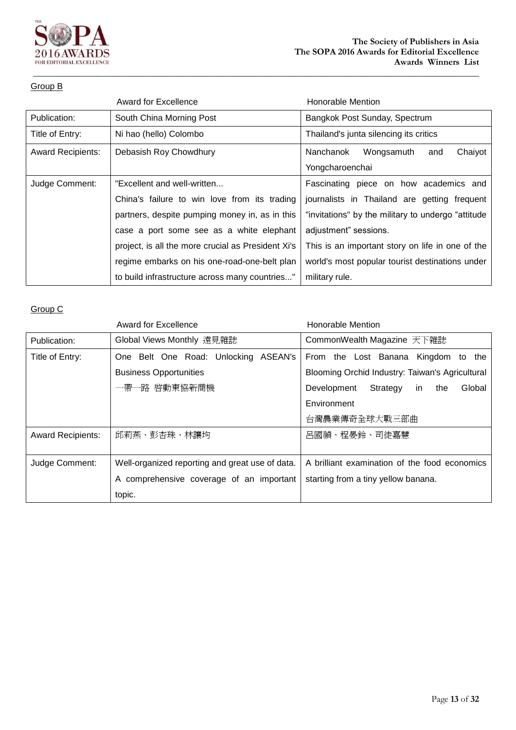Group B

| | Award for Excellence | Honorable Mention |
|---|---|---|
| Publication: | South China Morning Post | Bangkok Post Sunday, Spectrum |
| Title of Entry: | Ni hao (hello) Colombo | Thailand's junta silencing its critics |
| Award Recipients: | Debasish Roy Chowdhury | Nanchanok Wongsamuth and Chaiyot Yongcharoenchai |
| Judge Comment: | "Excellent and well-written... China's failure to win love from its trading partners, despite pumping money in, as in this case a port some see as a white elephant project, is all the more crucial as President Xi's regime embarks on his one-road-one-belt plan to build infrastructure across many countries..." | Fascinating piece on how academics and journalists in Thailand are getting frequent "invitations" by the military to undergo "attitude adjustment" sessions. This is an important story on life in one of the world's most popular tourist destinations under military rule. |

Group C

| | Award for Excellence | Honorable Mention |
|---|---|---|
| Publication: | Global Views Monthly 遠見雜誌 | CommonWealth Magazine 天下雜誌 |
| Title of Entry: | One Belt One Road: Unlocking ASEAN's Business Opportunities 一帶一路 啓動東協新商機 | From the Lost Banana Kingdom to the Blooming Orchid Industry: Taiwan's Agricultural Development Strategy in the Global Environment 台灣農業傳奇全球大戰三部曲 |
| Award Recipients: | 邱莉燕、彭杏珠、林讓均 | 呂國禎、程晏鈴、司徒嘉慧 |
| Judge Comment: | Well-organized reporting and great use of data. A comprehensive coverage of an important topic. | A brilliant examination of the food economics starting from a tiny yellow banana. |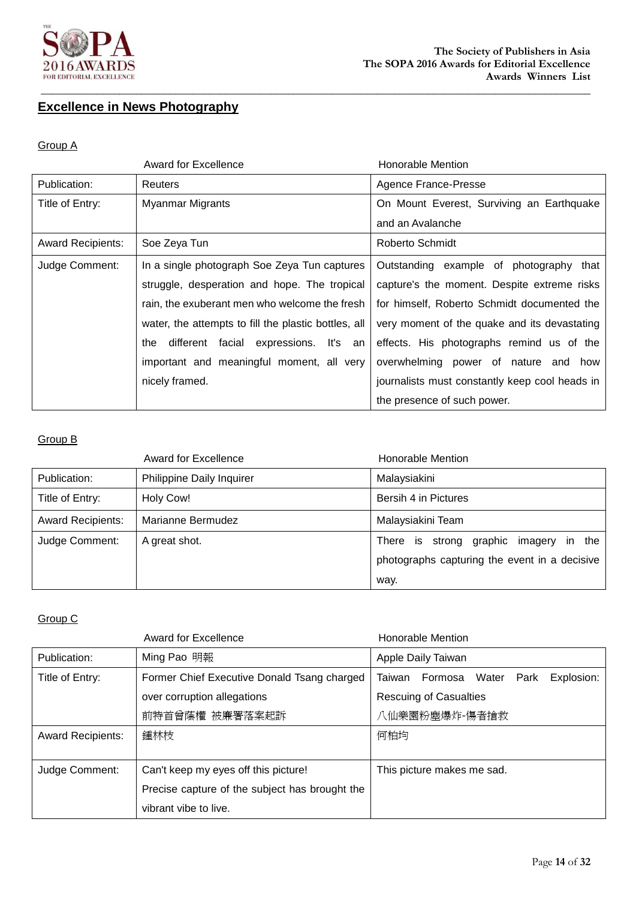## Excellence in News Photography

Group A

| | Award for Excellence | Honorable Mention |
|---|---|---|
| Publication: | Reuters | Agence France-Presse |
| Title of Entry: | Myanmar Migrants | On Mount Everest, Surviving an Earthquake and an Avalanche |
| Award Recipients: | Soe Zeya Tun | Roberto Schmidt |
| Judge Comment: | In a single photograph Soe Zeya Tun captures struggle, desperation and hope. The tropical rain, the exuberant men who welcome the fresh water, the attempts to fill the plastic bottles, all the different facial expressions. It's an important and meaningful moment, all very nicely framed. | Outstanding example of photography that capture's the moment. Despite extreme risks for himself, Roberto Schmidt documented the very moment of the quake and its devastating effects. His photographs remind us of the overwhelming power of nature and how journalists must constantly keep cool heads in the presence of such power. |

Group B

| | Award for Excellence | Honorable Mention |
|---|---|---|
| Publication: | Philippine Daily Inquirer | Malaysiakini |
| Title of Entry: | Holy Cow! | Bersih 4 in Pictures |
| Award Recipients: | Marianne Bermudez | Malaysiakini Team |
| Judge Comment: | A great shot. | There is strong graphic imagery in the photographs capturing the event in a decisive way. |

Group C

| | Award for Excellence | Honorable Mention |
|---|---|---|
| Publication: | Ming Pao 明報 | Apple Daily Taiwan |
| Title of Entry: | Former Chief Executive Donald Tsang charged over corruption allegations<br>前特首曾蔭權 被廉署落案起訴 | Taiwan Formosa Water Park Explosion: Rescuing of Casualties<br>八仙樂園粉塵爆炸-傷者搶救 |
| Award Recipients: | 鍾林枝 | 何柏均 |
| Judge Comment: | Can't keep my eyes off this picture!<br>Precise capture of the subject has brought the vibrant vibe to live. | This picture makes me sad. |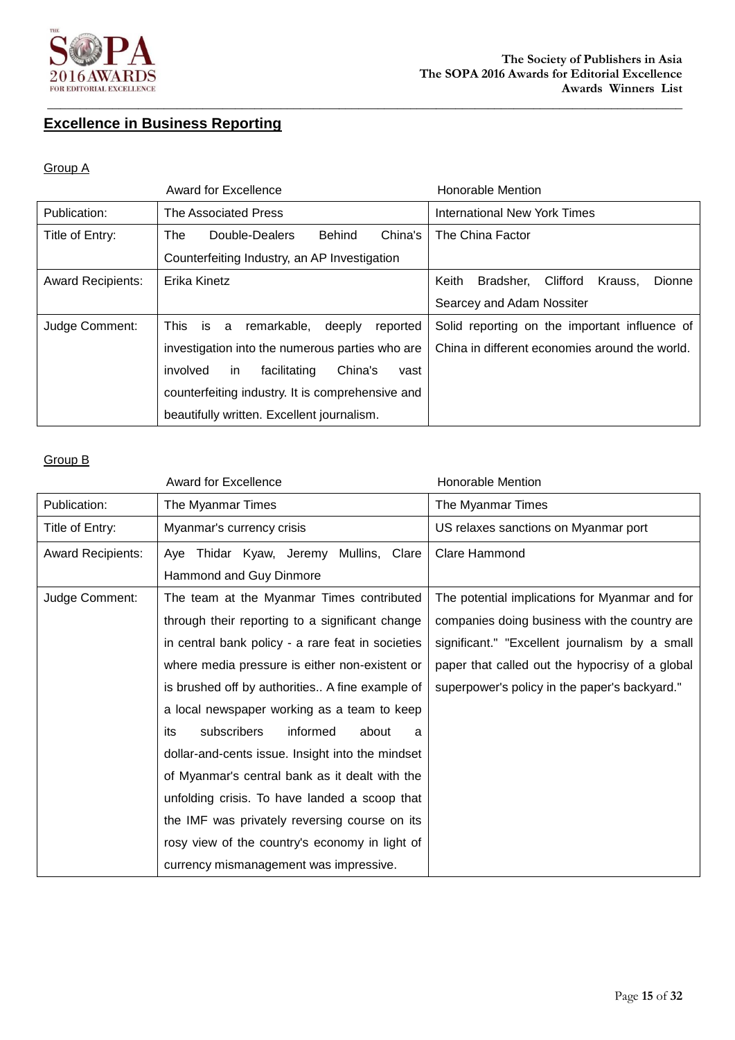## Excellence in Business Reporting

Group A

| | Award for Excellence | Honorable Mention |
| --- | --- | --- |
| Publication: | The Associated Press | International New York Times |
| Title of Entry: | The Double-Dealers Behind China's Counterfeiting Industry, an AP Investigation | The China Factor |
| Award Recipients: | Erika Kinetz | Keith Bradsher, Clifford Krauss, Dionne Searcey and Adam Nossiter |
| Judge Comment: | This is a remarkable, deeply reported investigation into the numerous parties who are involved in facilitating China's vast counterfeiting industry. It is comprehensive and beautifully written. Excellent journalism. | Solid reporting on the important influence of China in different economies around the world. |

Group B

| | Award for Excellence | Honorable Mention |
| --- | --- | --- |
| Publication: | The Myanmar Times | The Myanmar Times |
| Title of Entry: | Myanmar's currency crisis | US relaxes sanctions on Myanmar port |
| Award Recipients: | Aye Thidar Kyaw, Jeremy Mullins, Clare Hammond and Guy Dinmore | Clare Hammond |
| Judge Comment: | The team at the Myanmar Times contributed through their reporting to a significant change in central bank policy - a rare feat in societies where media pressure is either non-existent or is brushed off by authorities.. A fine example of a local newspaper working as a team to keep its subscribers informed about a dollar-and-cents issue. Insight into the mindset of Myanmar's central bank as it dealt with the unfolding crisis. To have landed a scoop that the IMF was privately reversing course on its rosy view of the country's economy in light of currency mismanagement was impressive. | The potential implications for Myanmar and for companies doing business with the country are significant." "Excellent journalism by a small paper that called out the hypocrisy of a global superpower's policy in the paper's backyard." |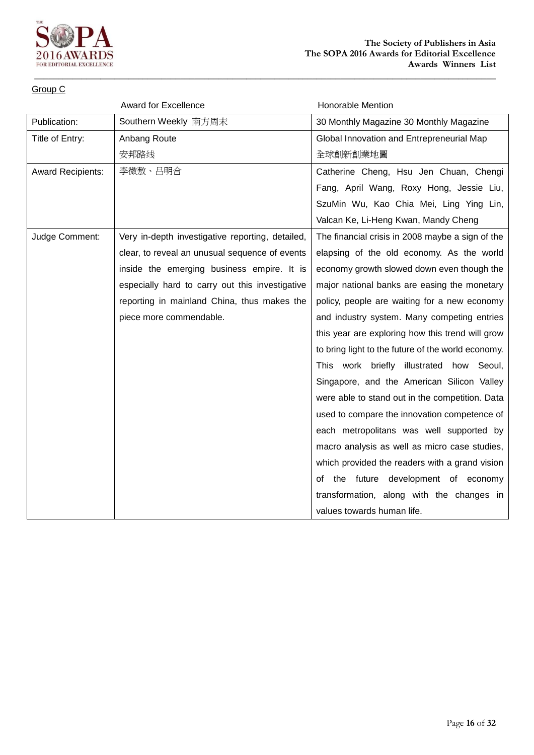Group C

| | Award for Excellence | Honorable Mention |
|---|---|---|
| Publication: | Southern Weekly 南方周末 | 30 Monthly Magazine 30 Monthly Magazine |
| Title of Entry: | Anbang Route<br>安邦路线 | Global Innovation and Entrepreneurial Map<br>全球創新創業地圖 |
| Award Recipients: | 李微敖、吕明合 | Catherine Cheng, Hsu Jen Chuan, Chengi Fang, April Wang, Roxy Hong, Jessie Liu, SzuMin Wu, Kao Chia Mei, Ling Ying Lin, Valcan Ke, Li-Heng Kwan, Mandy Cheng |
| Judge Comment: | Very in-depth investigative reporting, detailed, clear, to reveal an unusual sequence of events inside the emerging business empire. It is especially hard to carry out this investigative reporting in mainland China, thus makes the piece more commendable. | The financial crisis in 2008 maybe a sign of the elapsing of the old economy. As the world economy growth slowed down even though the major national banks are easing the monetary policy, people are waiting for a new economy and industry system. Many competing entries this year are exploring how this trend will grow to bring light to the future of the world economy. This work briefly illustrated how Seoul, Singapore, and the American Silicon Valley were able to stand out in the competition. Data used to compare the innovation competence of each metropolitans was well supported by macro analysis as well as micro case studies, which provided the readers with a grand vision of the future development of economy transformation, along with the changes in values towards human life. |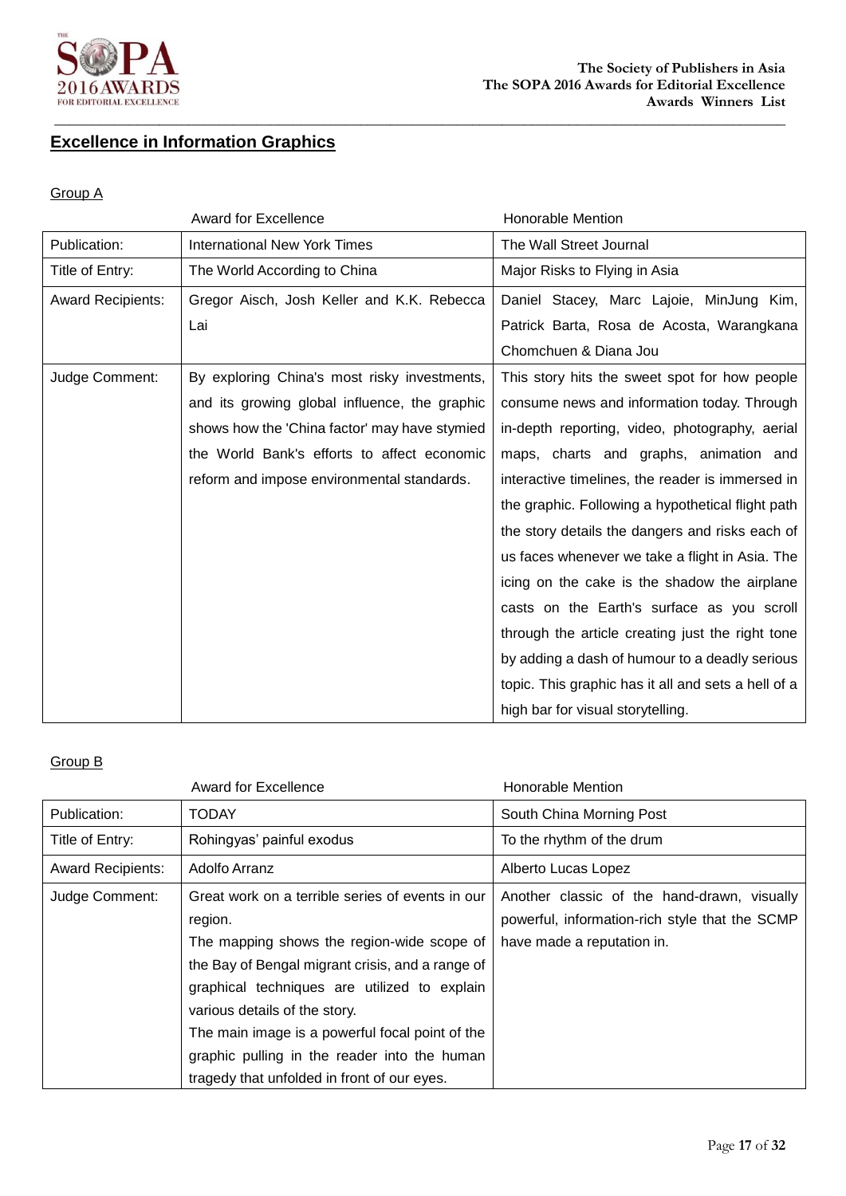## Excellence in Information Graphics

Group A

| | Award for Excellence | Honorable Mention |
|---|---|---|
| Publication: | International New York Times | The Wall Street Journal |
| Title of Entry: | The World According to China | Major Risks to Flying in Asia |
| Award Recipients: | Gregor Aisch, Josh Keller and K.K. Rebecca Lai | Daniel Stacey, Marc Lajoie, MinJung Kim, Patrick Barta, Rosa de Acosta, Warangkana Chomchuen & Diana Jou |
| Judge Comment: | By exploring China's most risky investments, and its growing global influence, the graphic shows how the 'China factor' may have stymied the World Bank's efforts to affect economic reform and impose environmental standards. | This story hits the sweet spot for how people consume news and information today. Through in-depth reporting, video, photography, aerial maps, charts and graphs, animation and interactive timelines, the reader is immersed in the graphic. Following a hypothetical flight path the story details the dangers and risks each of us faces whenever we take a flight in Asia. The icing on the cake is the shadow the airplane casts on the Earth's surface as you scroll through the article creating just the right tone by adding a dash of humour to a deadly serious topic. This graphic has it all and sets a hell of a high bar for visual storytelling. |

Group B

| | Award for Excellence | Honorable Mention |
|---|---|---|
| Publication: | TODAY | South China Morning Post |
| Title of Entry: | Rohingyas' painful exodus | To the rhythm of the drum |
| Award Recipients: | Adolfo Arranz | Alberto Lucas Lopez |
| Judge Comment: | Great work on a terrible series of events in our region. The mapping shows the region-wide scope of the Bay of Bengal migrant crisis, and a range of graphical techniques are utilized to explain various details of the story. The main image is a powerful focal point of the graphic pulling in the reader into the human tragedy that unfolded in front of our eyes. | Another classic of the hand-drawn, visually powerful, information-rich style that the SCMP have made a reputation in. |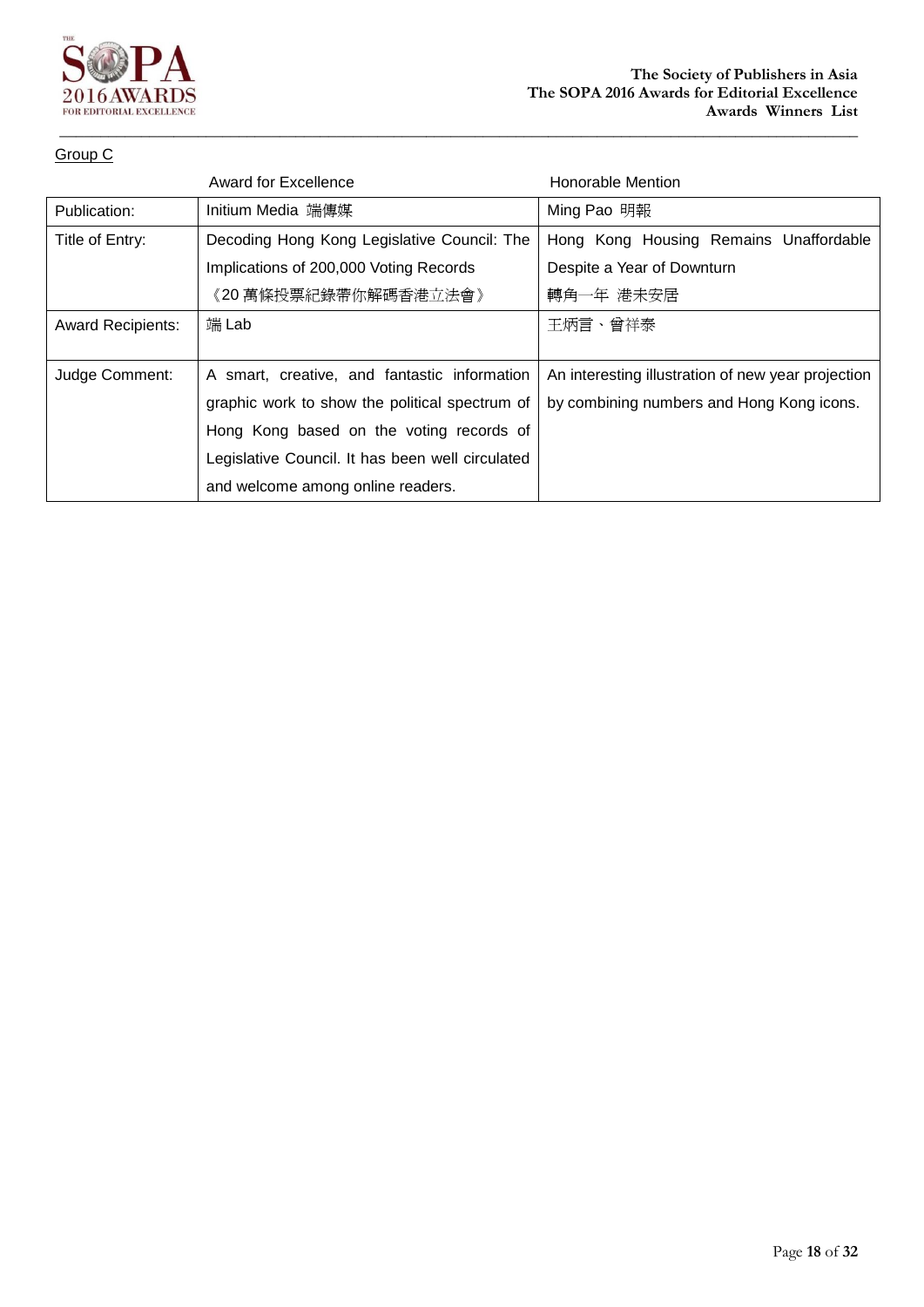Group C

| | Award for Excellence | Honorable Mention |
|---|---|---|
| Publication: | Initium Media 端傳媒 | Ming Pao 明報 |
| Title of Entry: | Decoding Hong Kong Legislative Council: The Implications of 200,000 Voting Records 《20 萬條投票紀錄帶你解碼香港立法會》 | Hong Kong Housing Remains Unaffordable Despite a Year of Downturn 轉角一年 港未安居 |
| Award Recipients: | 端 Lab | 王炳言、曾祥泰 |
| Judge Comment: | A smart, creative, and fantastic information graphic work to show the political spectrum of Hong Kong based on the voting records of Legislative Council. It has been well circulated and welcome among online readers. | An interesting illustration of new year projection by combining numbers and Hong Kong icons. |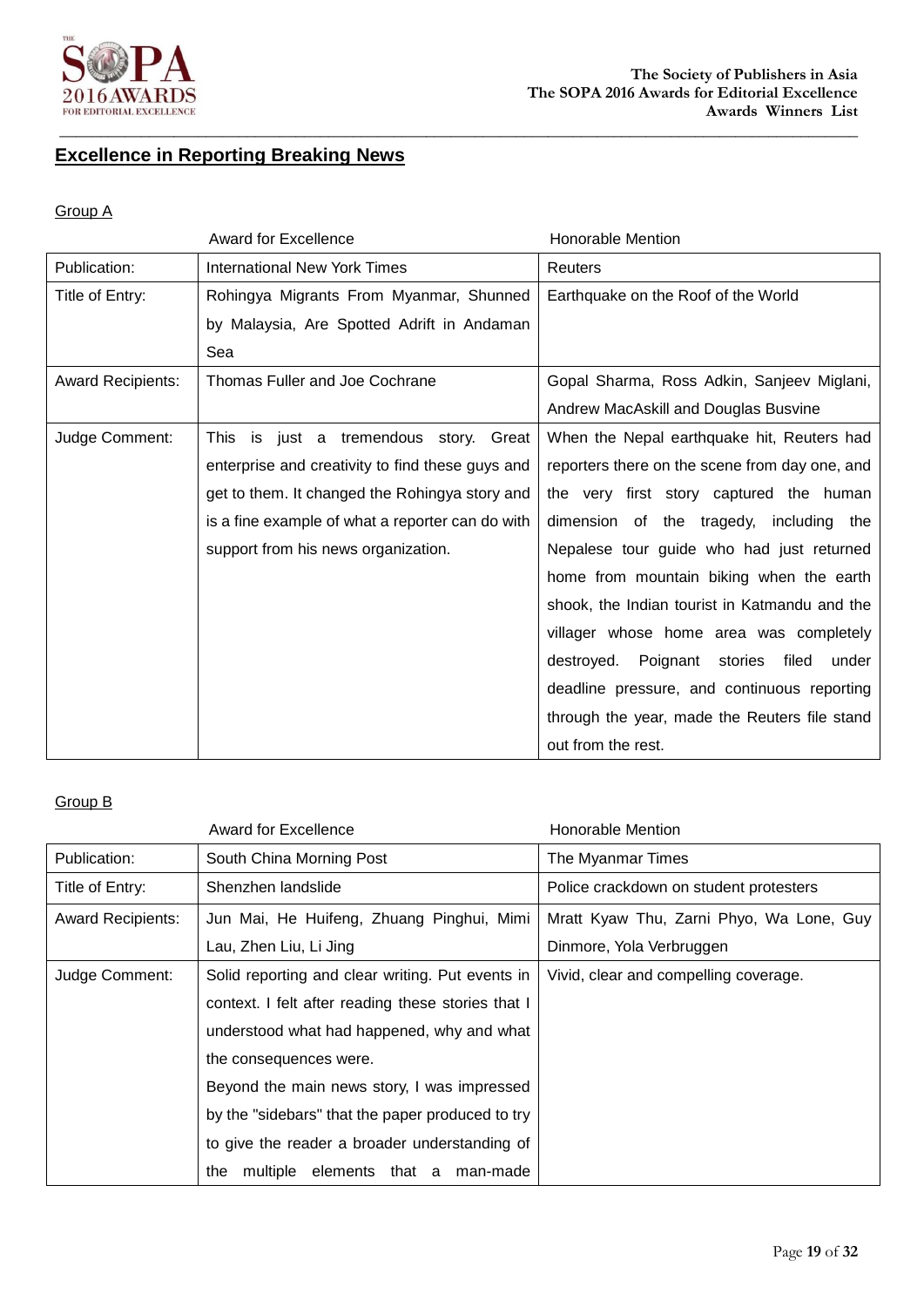## Excellence in Reporting Breaking News

Group A

| | Award for Excellence | Honorable Mention |
|---|---|---|
| Publication: | International New York Times | Reuters |
| Title of Entry: | Rohingya Migrants From Myanmar, Shunned by Malaysia, Are Spotted Adrift in Andaman Sea | Earthquake on the Roof of the World |
| Award Recipients: | Thomas Fuller and Joe Cochrane | Gopal Sharma, Ross Adkin, Sanjeev Miglani, Andrew MacAskill and Douglas Busvine |
| Judge Comment: | This is just a tremendous story. Great enterprise and creativity to find these guys and get to them. It changed the Rohingya story and is a fine example of what a reporter can do with support from his news organization. | When the Nepal earthquake hit, Reuters had reporters there on the scene from day one, and the very first story captured the human dimension of the tragedy, including the Nepalese tour guide who had just returned home from mountain biking when the earth shook, the Indian tourist in Katmandu and the villager whose home area was completely destroyed. Poignant stories filed under deadline pressure, and continuous reporting through the year, made the Reuters file stand out from the rest. |

Group B

| | Award for Excellence | Honorable Mention |
|---|---|---|
| Publication: | South China Morning Post | The Myanmar Times |
| Title of Entry: | Shenzhen landslide | Police crackdown on student protesters |
| Award Recipients: | Jun Mai, He Huifeng, Zhuang Pinghui, Mimi Lau, Zhen Liu, Li Jing | Mratt Kyaw Thu, Zarni Phyo, Wa Lone, Guy Dinmore, Yola Verbruggen |
| Judge Comment: | Solid reporting and clear writing. Put events in context. I felt after reading these stories that I understood what had happened, why and what the consequences were.<br>Beyond the main news story, I was impressed by the "sidebars" that the paper produced to try to give the reader a broader understanding of the multiple elements that a man-made | Vivid, clear and compelling coverage. |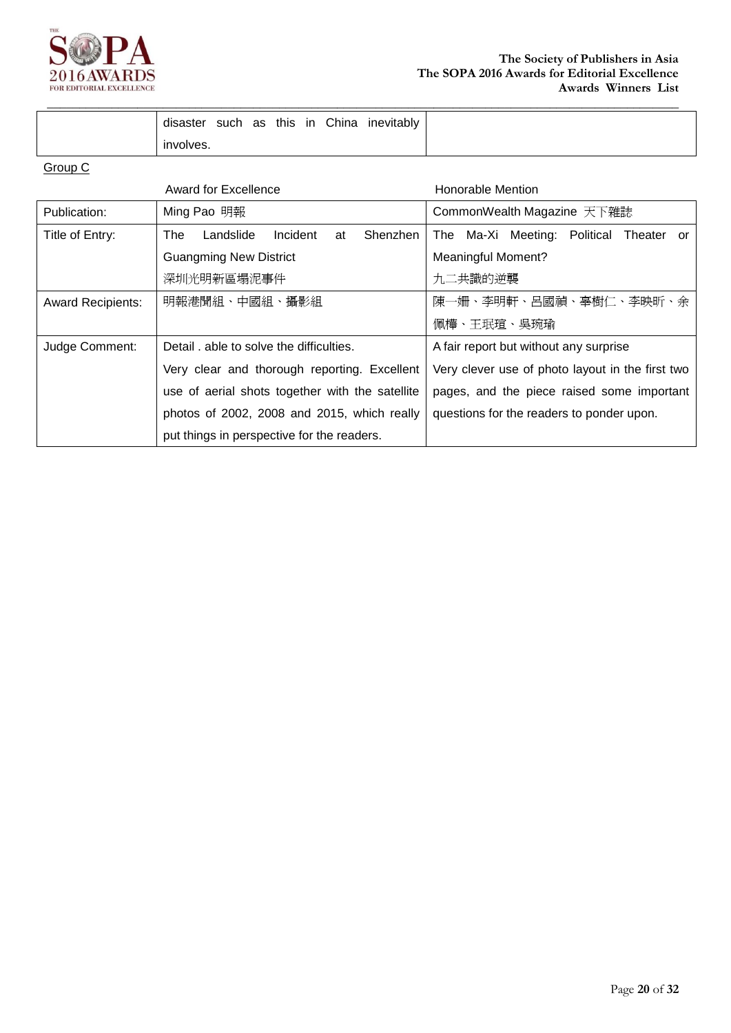| | disaster such as this in China inevitably involves. | |
|---|---|---|

Group C

| | Award for Excellence | Honorable Mention |
|---|---|---|
| Publication: | Ming Pao 明報 | CommonWealth Magazine 天下雜誌 |
| Title of Entry: | The Landslide Incident at Shenzhen Guangming New District<br>深圳光明新區塌泥事件 | The Ma-Xi Meeting: Political Theater or Meaningful Moment?<br>九二共識的逆襲 |
| Award Recipients: | 明報港聞組、中國組、攝影組 | 陳一姍、李明軒、呂國禎、辜樹仁、李映昕、余佩樺、王珉瑄、吳琬瑜 |
| Judge Comment: | Detail . able to solve the difficulties.<br>Very clear and thorough reporting. Excellent use of aerial shots together with the satellite photos of 2002, 2008 and 2015, which really put things in perspective for the readers. | A fair report but without any surprise<br>Very clever use of photo layout in the first two pages, and the piece raised some important questions for the readers to ponder upon. |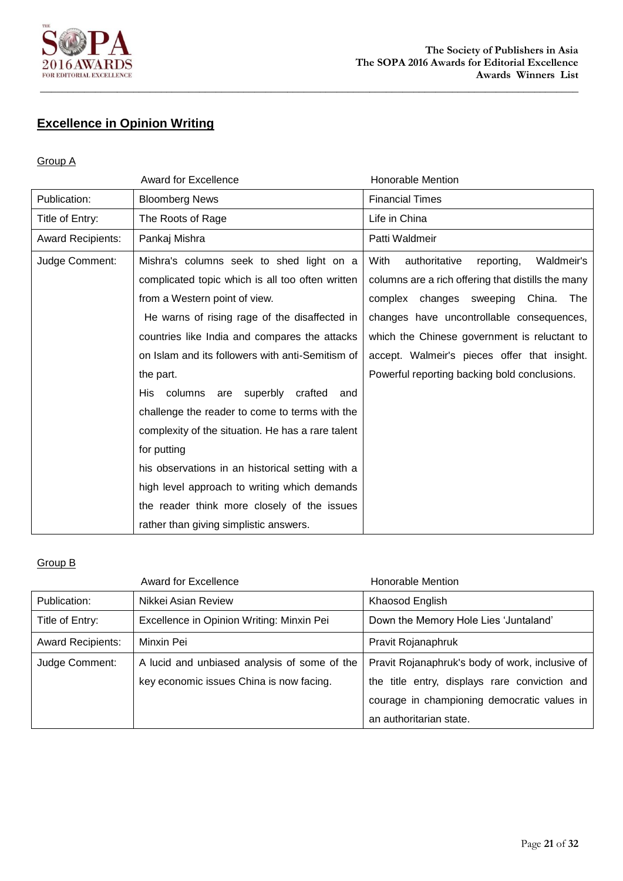## Excellence in Opinion Writing

### Group A

| | Award for Excellence | Honorable Mention |
|---|---|---|
| Publication: | Bloomberg News | Financial Times |
| Title of Entry: | The Roots of Rage | Life in China |
| Award Recipients: | Pankaj Mishra | Patti Waldmeir |
| Judge Comment: | Mishra's columns seek to shed light on a complicated topic which is all too often written from a Western point of view. He warns of rising rage of the disaffected in countries like India and compares the attacks on Islam and its followers with anti-Semitism of the part. His columns are superbly crafted and challenge the reader to come to terms with the complexity of the situation. He has a rare talent for putting his observations in an historical setting with a high level approach to writing which demands the reader think more closely of the issues rather than giving simplistic answers. | With authoritative reporting, Waldmeir's columns are a rich offering that distills the many complex changes sweeping China. The changes have uncontrollable consequences, which the Chinese government is reluctant to accept. Walmeir's pieces offer that insight. Powerful reporting backing bold conclusions. |

### Group B

| | Award for Excellence | Honorable Mention |
|---|---|---|
| Publication: | Nikkei Asian Review | Khaosod English |
| Title of Entry: | Excellence in Opinion Writing: Minxin Pei | Down the Memory Hole Lies 'Juntaland' |
| Award Recipients: | Minxin Pei | Pravit Rojanaphruk |
| Judge Comment: | A lucid and unbiased analysis of some of the key economic issues China is now facing. | Pravit Rojanaphruk's body of work, inclusive of the title entry, displays rare conviction and courage in championing democratic values in an authoritarian state. |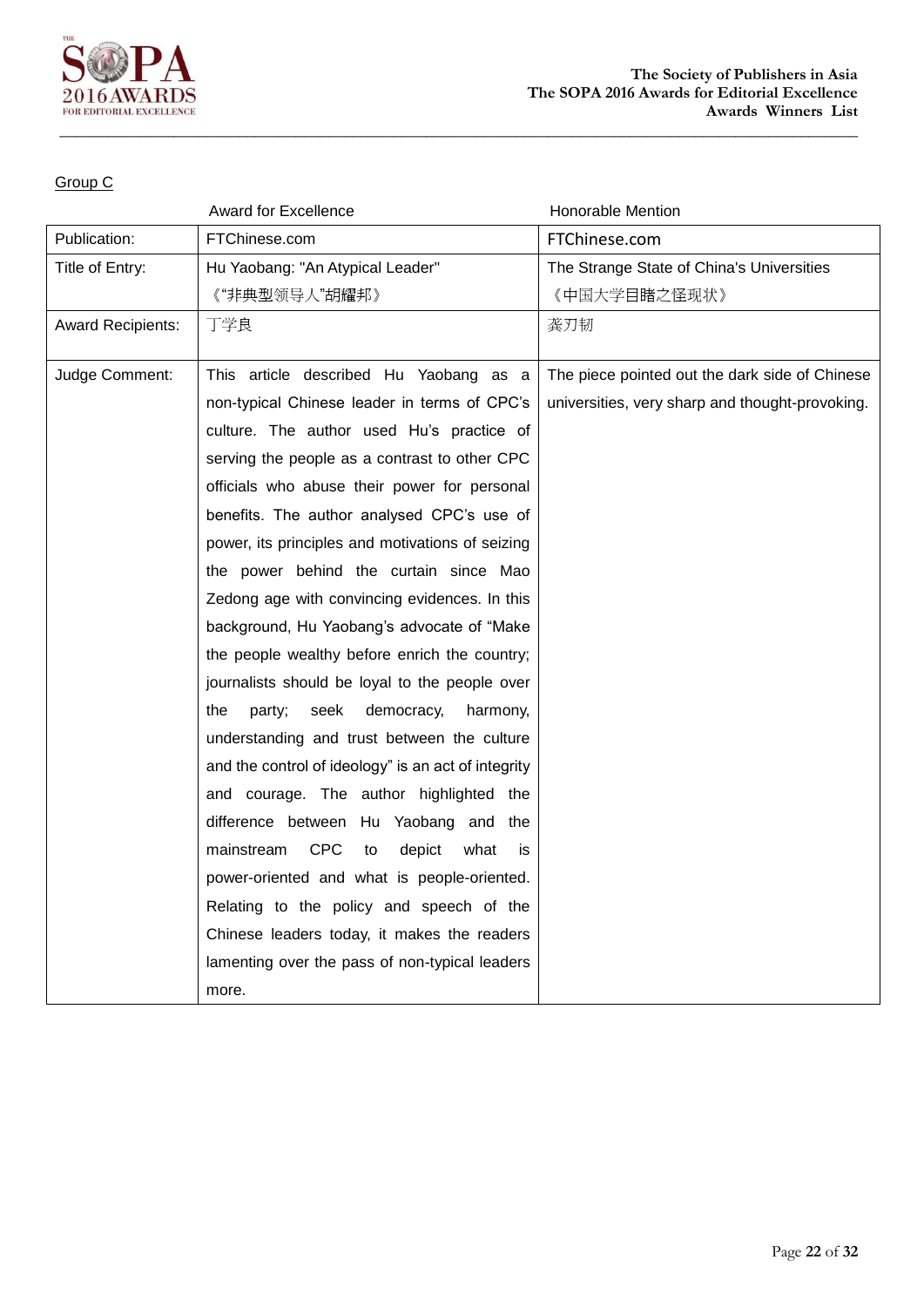Group C

| | Award for Excellence | Honorable Mention |
|---|---|---|
| Publication: | FTChinese.com | FTChinese.com |
| Title of Entry: | Hu Yaobang: "An Atypical Leader" 《"非典型领导人"胡耀邦》 | The Strange State of China's Universities 《中国大学目睹之怪现状》 |
| Award Recipients: | 丁学良 | 龚刃韧 |
| Judge Comment: | This article described Hu Yaobang as a non-typical Chinese leader in terms of CPC's culture. The author used Hu's practice of serving the people as a contrast to other CPC officials who abuse their power for personal benefits. The author analysed CPC's use of power, its principles and motivations of seizing the power behind the curtain since Mao Zedong age with convincing evidences. In this background, Hu Yaobang's advocate of "Make the people wealthy before enrich the country; journalists should be loyal to the people over the party; seek democracy, harmony, understanding and trust between the culture and the control of ideology" is an act of integrity and courage. The author highlighted the difference between Hu Yaobang and the mainstream CPC to depict what is power-oriented and what is people-oriented. Relating to the policy and speech of the Chinese leaders today, it makes the readers lamenting over the pass of non-typical leaders more. | The piece pointed out the dark side of Chinese universities, very sharp and thought-provoking. |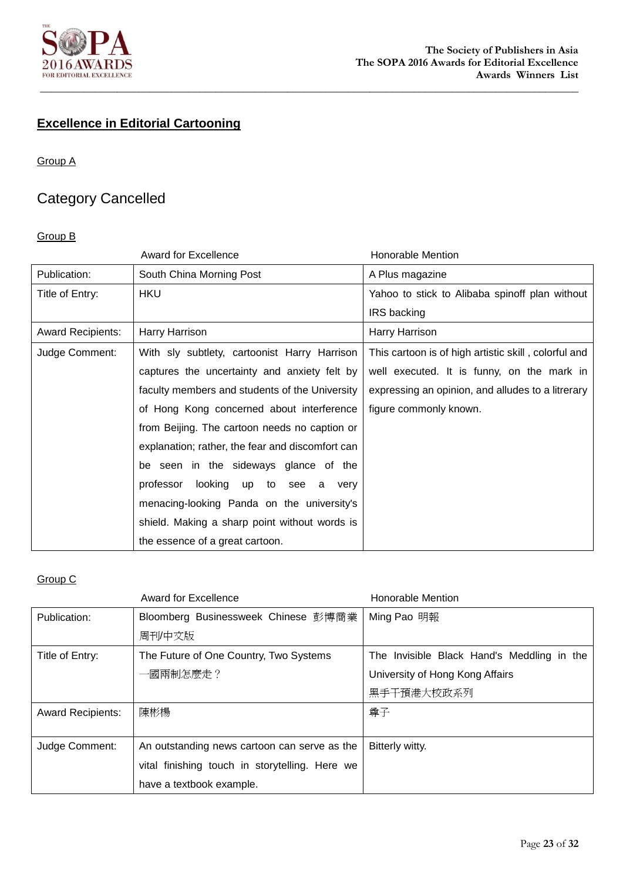## Excellence in Editorial Cartooning

Group A

Category Cancelled

Group B

| | Award for Excellence | Honorable Mention |
|---|---|---|
| Publication: | South China Morning Post | A Plus magazine |
| Title of Entry: | HKU | Yahoo to stick to Alibaba spinoff plan without IRS backing |
| Award Recipients: | Harry Harrison | Harry Harrison |
| Judge Comment: | With sly subtlety, cartoonist Harry Harrison captures the uncertainty and anxiety felt by faculty members and students of the University of Hong Kong concerned about interference from Beijing. The cartoon needs no caption or explanation; rather, the fear and discomfort can be seen in the sideways glance of the professor looking up to see a very menacing-looking Panda on the university's shield. Making a sharp point without words is the essence of a great cartoon. | This cartoon is of high artistic skill , colorful and well executed. It is funny, on the mark in expressing an opinion, and alludes to a litrerary figure commonly known. |

Group C

| | Award for Excellence | Honorable Mention |
|---|---|---|
| Publication: | Bloomberg Businessweek Chinese 彭博商業周刊/中文版 | Ming Pao 明報 |
| Title of Entry: | The Future of One Country, Two Systems 一國兩制怎麼走？ | The Invisible Black Hand's Meddling in the University of Hong Kong Affairs 黑手干預港大校政系列 |
| Award Recipients: | 陳彬楊 | 尊子 |
| Judge Comment: | An outstanding news cartoon can serve as the vital finishing touch in storytelling. Here we have a textbook example. | Bitterly witty. |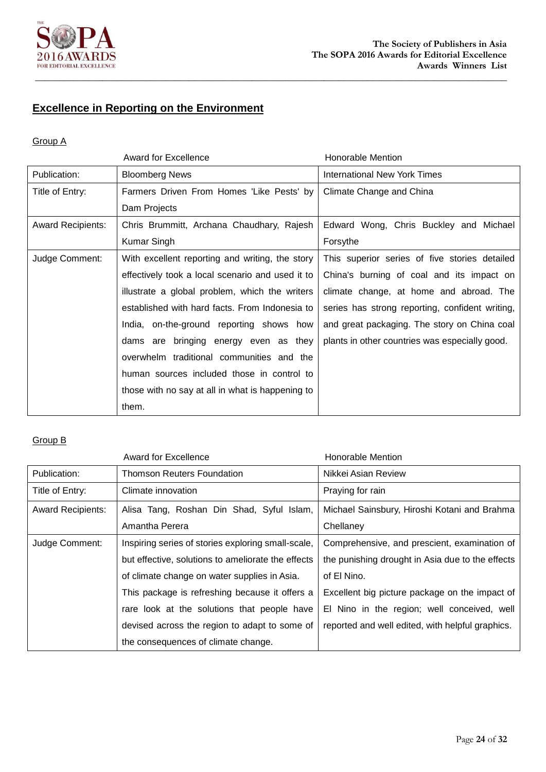## Excellence in Reporting on the Environment

### Group A

| | Award for Excellence | Honorable Mention |
|---|---|---|
| Publication: | Bloomberg News | International New York Times |
| Title of Entry: | Farmers Driven From Homes 'Like Pests' by Dam Projects | Climate Change and China |
| Award Recipients: | Chris Brummitt, Archana Chaudhary, Rajesh Kumar Singh | Edward Wong, Chris Buckley and Michael Forsythe |
| Judge Comment: | With excellent reporting and writing, the story effectively took a local scenario and used it to illustrate a global problem, which the writers established with hard facts. From Indonesia to India, on-the-ground reporting shows how dams are bringing energy even as they overwhelm traditional communities and the human sources included those in control to those with no say at all in what is happening to them. | This superior series of five stories detailed China's burning of coal and its impact on climate change, at home and abroad. The series has strong reporting, confident writing, and great packaging. The story on China coal plants in other countries was especially good. |

### Group B

| | Award for Excellence | Honorable Mention |
|---|---|---|
| Publication: | Thomson Reuters Foundation | Nikkei Asian Review |
| Title of Entry: | Climate innovation | Praying for rain |
| Award Recipients: | Alisa Tang, Roshan Din Shad, Syful Islam, Amantha Perera | Michael Sainsbury, Hiroshi Kotani and Brahma Chellaney |
| Judge Comment: | Inspiring series of stories exploring small-scale, but effective, solutions to ameliorate the effects of climate change on water supplies in Asia. This package is refreshing because it offers a rare look at the solutions that people have devised across the region to adapt to some of the consequences of climate change. | Comprehensive, and prescient, examination of the punishing drought in Asia due to the effects of El Nino. Excellent big picture package on the impact of El Nino in the region; well conceived, well reported and well edited, with helpful graphics. |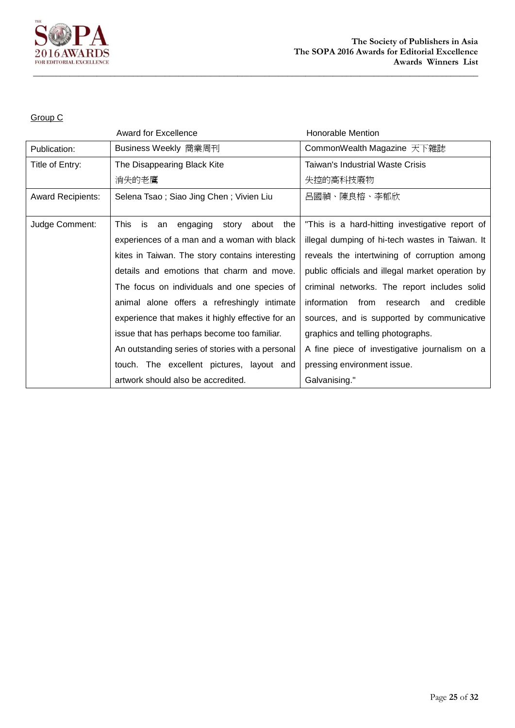Group C

| | Award for Excellence | Honorable Mention |
|---|---|---|
| Publication: | Business Weekly 商業周刊 | CommonWealth Magazine 天下雜誌 |
| Title of Entry: | The Disappearing Black Kite<br>消失的老鷹 | Taiwan's Industrial Waste Crisis<br>失控的高科技廢物 |
| Award Recipients: | Selena Tsao ; Siao Jing Chen ; Vivien Liu | 呂國禎、陳良榕、李郁欣 |
| Judge Comment: | This is an engaging story about the experiences of a man and a woman with black kites in Taiwan. The story contains interesting details and emotions that charm and move. The focus on individuals and one species of animal alone offers a refreshingly intimate experience that makes it highly effective for an issue that has perhaps become too familiar.<br>An outstanding series of stories with a personal touch. The excellent pictures, layout and artwork should also be accredited. | "This is a hard-hitting investigative report of illegal dumping of hi-tech wastes in Taiwan. It reveals the intertwining of corruption among public officials and illegal market operation by criminal networks. The report includes solid information from research and credible sources, and is supported by communicative graphics and telling photographs.<br>A fine piece of investigative journalism on a pressing environment issue.<br>Galvanising." |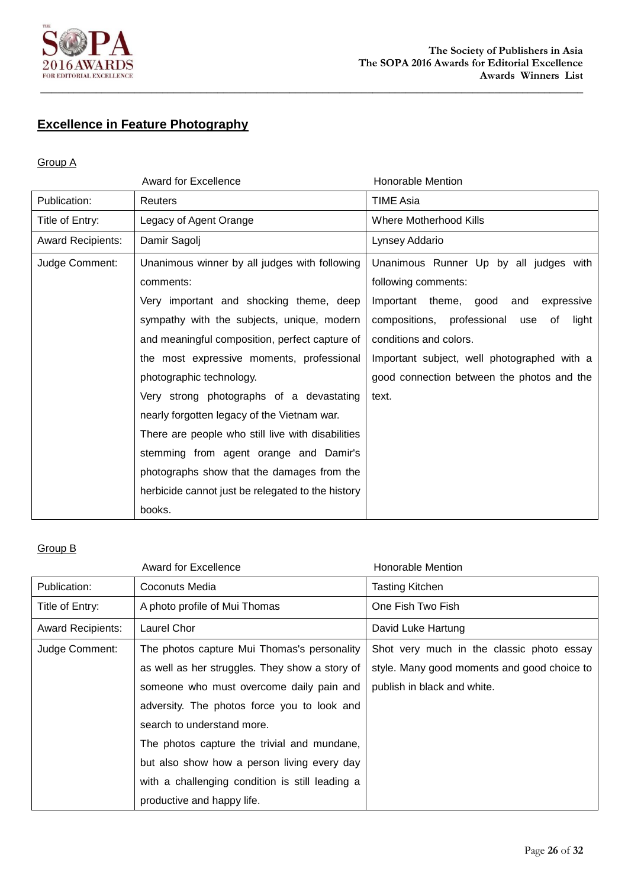## Excellence in Feature Photography

Group A

| | Award for Excellence | Honorable Mention |
|---|---|---|
| Publication: | Reuters | TIME Asia |
| Title of Entry: | Legacy of Agent Orange | Where Motherhood Kills |
| Award Recipients: | Damir Sagolj | Lynsey Addario |
| Judge Comment: | Unanimous winner by all judges with following comments:<br>Very important and shocking theme, deep sympathy with the subjects, unique, modern and meaningful composition, perfect capture of the most expressive moments, professional photographic technology.<br>Very strong photographs of a devastating nearly forgotten legacy of the Vietnam war. There are people who still live with disabilities stemming from agent orange and Damir's photographs show that the damages from the herbicide cannot just be relegated to the history books. | Unanimous Runner Up by all judges with following comments:<br>Important theme, good and expressive compositions, professional use of light conditions and colors.<br>Important subject, well photographed with a good connection between the photos and the text. |

Group B

| | Award for Excellence | Honorable Mention |
|---|---|---|
| Publication: | Coconuts Media | Tasting Kitchen |
| Title of Entry: | A photo profile of Mui Thomas | One Fish Two Fish |
| Award Recipients: | Laurel Chor | David Luke Hartung |
| Judge Comment: | The photos capture Mui Thomas's personality as well as her struggles. They show a story of someone who must overcome daily pain and adversity. The photos force you to look and search to understand more.<br>The photos capture the trivial and mundane, but also show how a person living every day with a challenging condition is still leading a productive and happy life. | Shot very much in the classic photo essay style. Many good moments and good choice to publish in black and white. |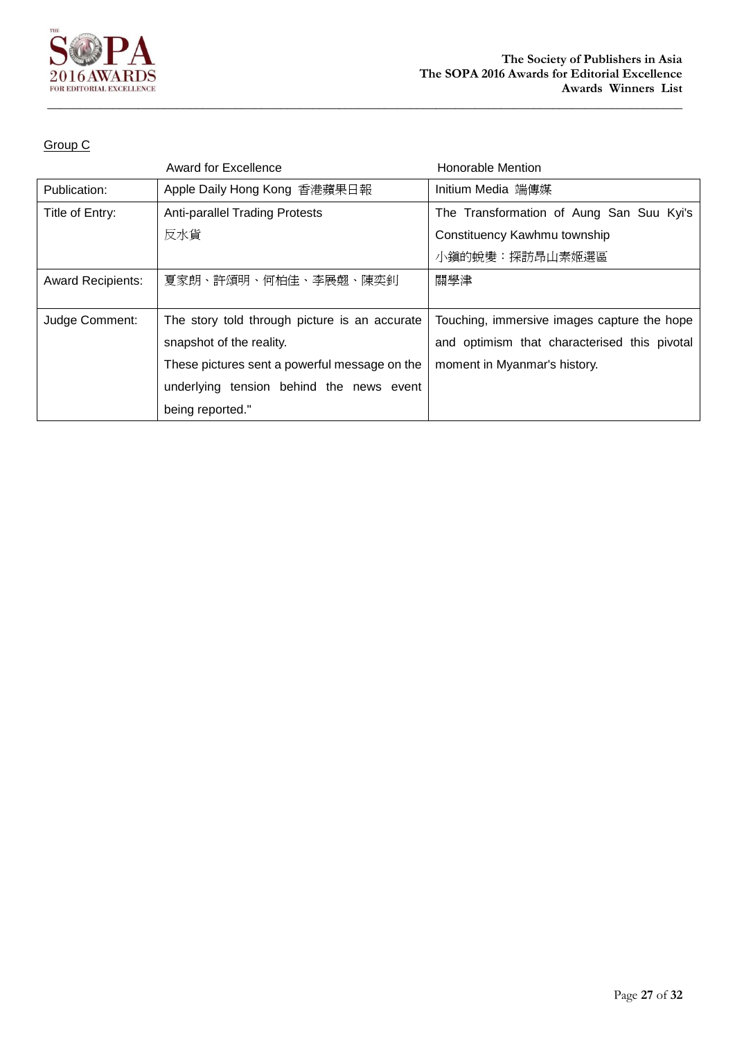Group C

| | Award for Excellence | Honorable Mention |
|---|---|---|
| Publication: | Apple Daily Hong Kong 香港蘋果日報 | Initium Media 端傳媒 |
| Title of Entry: | Anti-parallel Trading Protests<br>反水貨 | The Transformation of Aung San Suu Kyi's Constituency Kawhmu township<br>小鎮的蛻變：探訪昂山素姬選區 |
| Award Recipients: | 夏家朗、許頌明、何柏佳、李展翹、陳奕釗 | 關學津 |
| Judge Comment: | The story told through picture is an accurate snapshot of the reality.<br>These pictures sent a powerful message on the underlying tension behind the news event being reported." | Touching, immersive images capture the hope and optimism that characterised this pivotal moment in Myanmar's history. |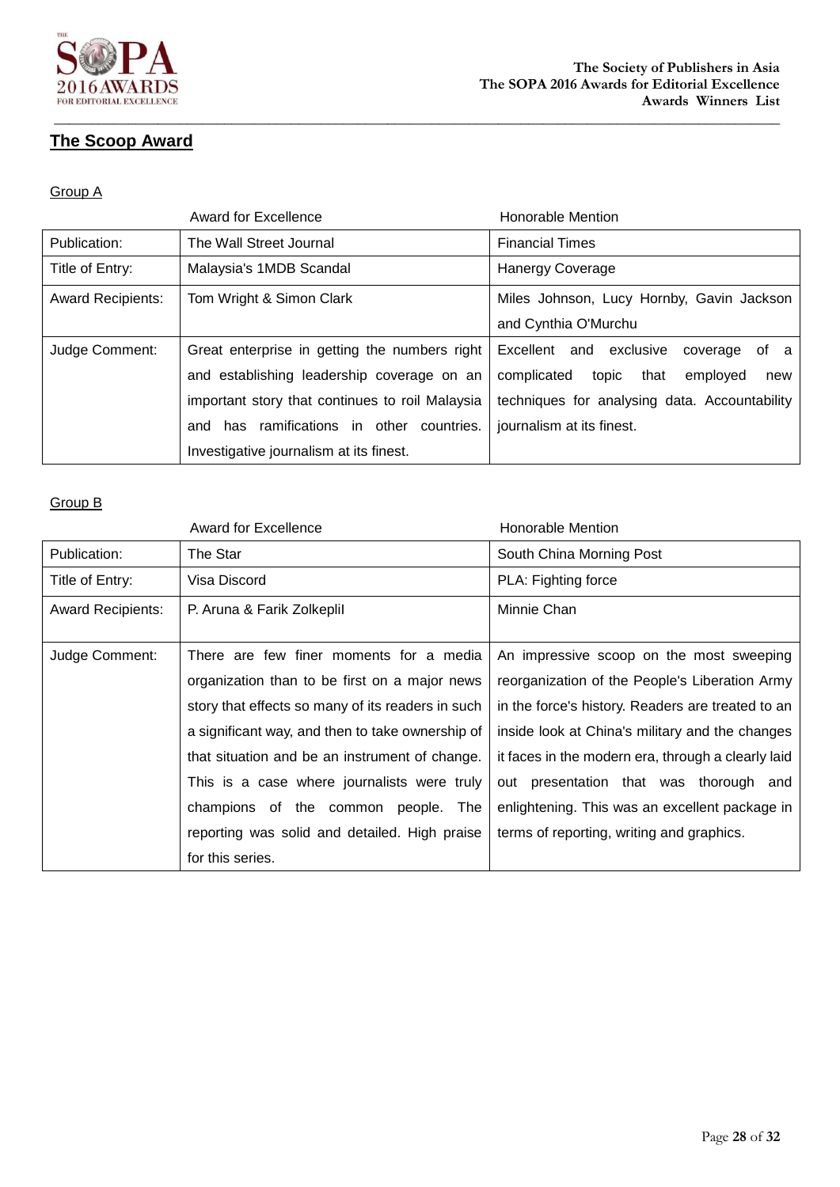## The Scoop Award

### Group A

| | Award for Excellence | Honorable Mention |
|---|---|---|
| Publication: | The Wall Street Journal | Financial Times |
| Title of Entry: | Malaysia's 1MDB Scandal | Hanergy Coverage |
| Award Recipients: | Tom Wright & Simon Clark | Miles Johnson, Lucy Hornby, Gavin Jackson and Cynthia O'Murchu |
| Judge Comment: | Great enterprise in getting the numbers right and establishing leadership coverage on an important story that continues to roil Malaysia and has ramifications in other countries. Investigative journalism at its finest. | Excellent and exclusive coverage of a complicated topic that employed new techniques for analysing data. Accountability journalism at its finest. |

### Group B

| | Award for Excellence | Honorable Mention |
|---|---|---|
| Publication: | The Star | South China Morning Post |
| Title of Entry: | Visa Discord | PLA: Fighting force |
| Award Recipients: | P. Aruna & Farik Zolkeplil | Minnie Chan |
| Judge Comment: | There are few finer moments for a media organization than to be first on a major news story that effects so many of its readers in such a significant way, and then to take ownership of that situation and be an instrument of change. This is a case where journalists were truly champions of the common people. The reporting was solid and detailed. High praise for this series. | An impressive scoop on the most sweeping reorganization of the People's Liberation Army in the force's history. Readers are treated to an inside look at China's military and the changes it faces in the modern era, through a clearly laid out presentation that was thorough and enlightening. This was an excellent package in terms of reporting, writing and graphics. |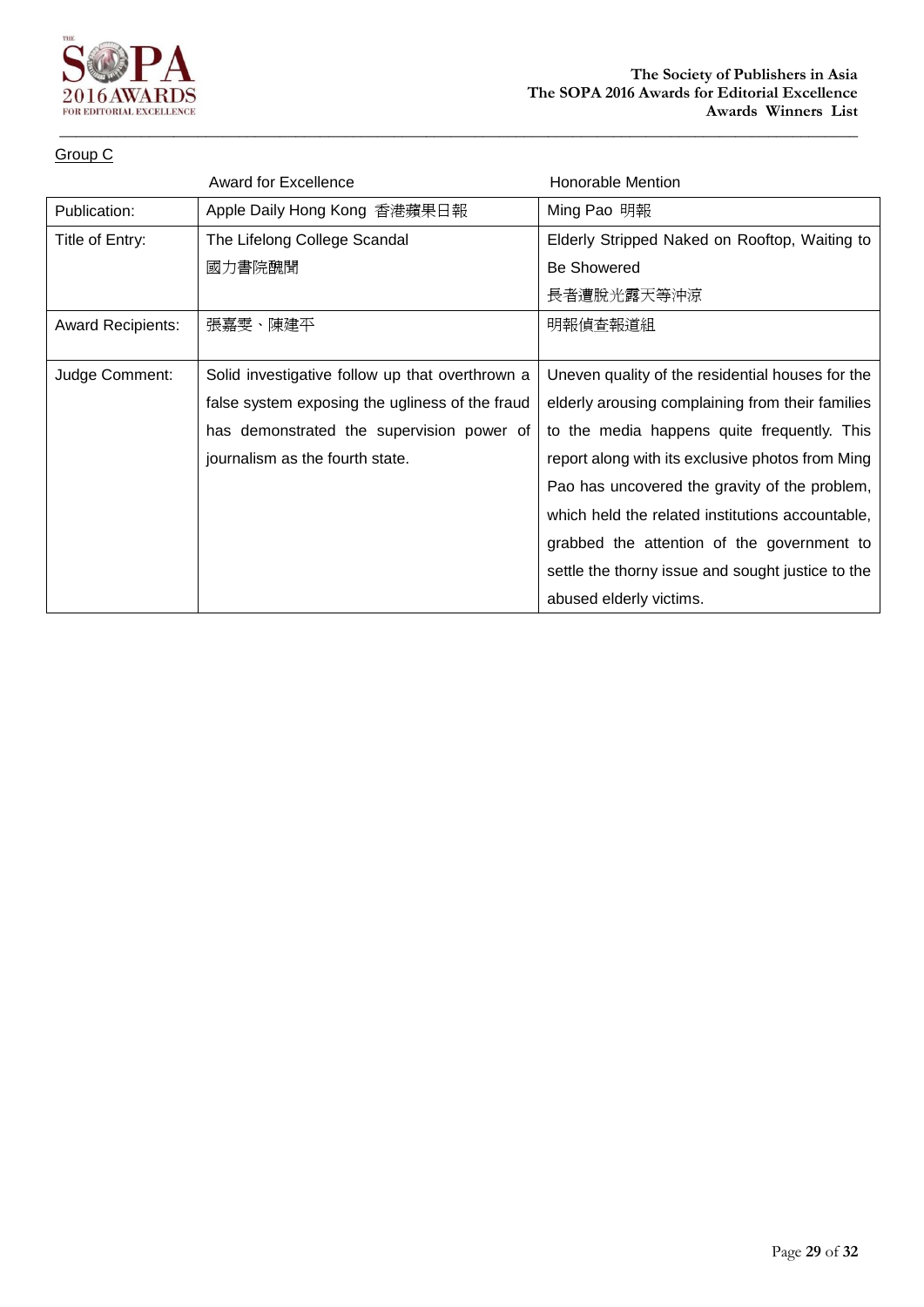Group C

| | Award for Excellence | Honorable Mention |
|---|---|---|
| Publication: | Apple Daily Hong Kong 香港蘋果日報 | Ming Pao 明報 |
| Title of Entry: | The Lifelong College Scandal 國力書院醜聞 | Elderly Stripped Naked on Rooftop, Waiting to Be Showered 長者遭脫光露天等沖涼 |
| Award Recipients: | 張嘉雯、陳建平 | 明報偵查報道組 |
| Judge Comment: | Solid investigative follow up that overthrown a false system exposing the ugliness of the fraud has demonstrated the supervision power of journalism as the fourth state. | Uneven quality of the residential houses for the elderly arousing complaining from their families to the media happens quite frequently. This report along with its exclusive photos from Ming Pao has uncovered the gravity of the problem, which held the related institutions accountable, grabbed the attention of the government to settle the thorny issue and sought justice to the abused elderly victims. |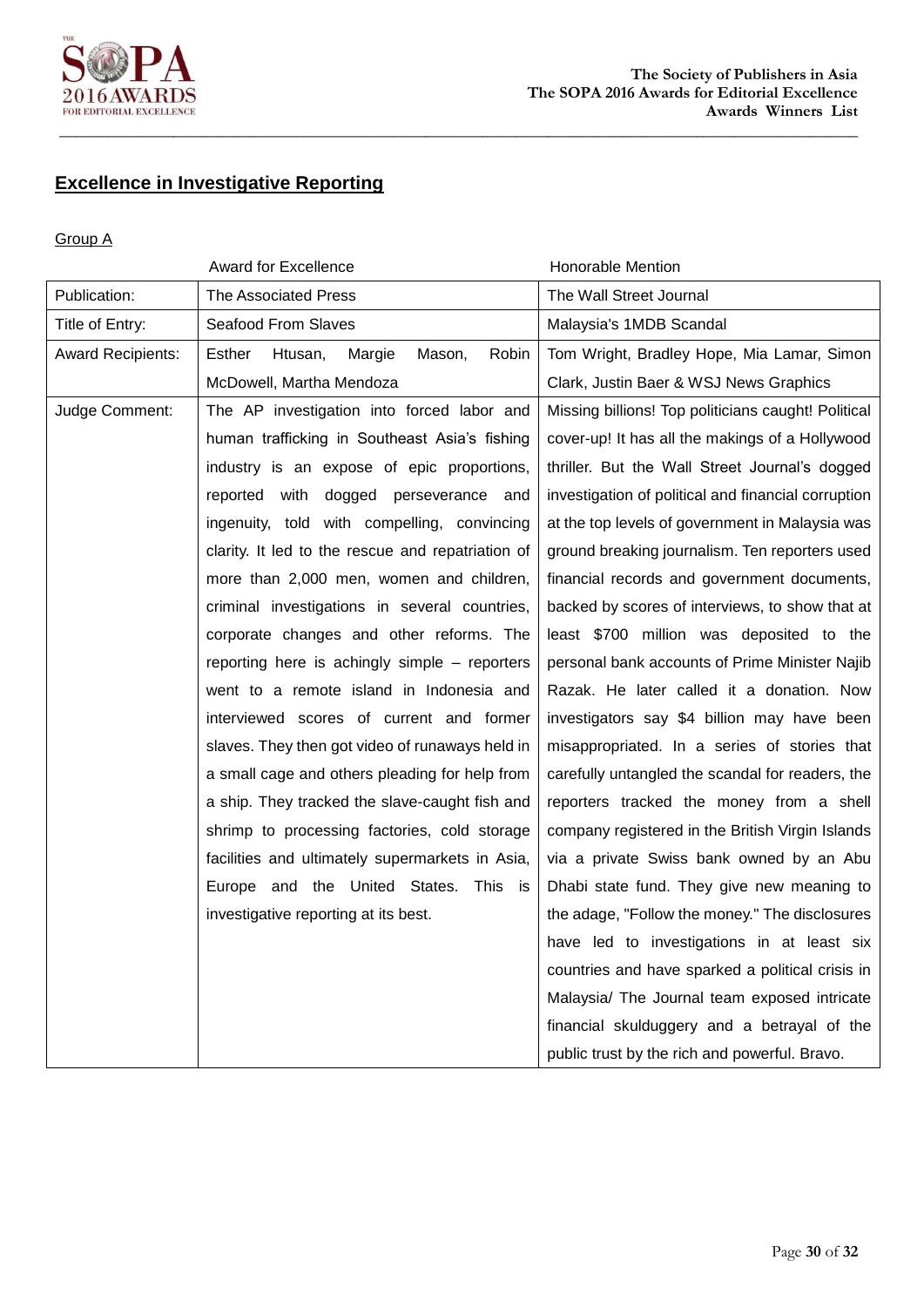## Excellence in Investigative Reporting

Group A

| | Award for Excellence | Honorable Mention |
|---|---|---|
| Publication: | The Associated Press | The Wall Street Journal |
| Title of Entry: | Seafood From Slaves | Malaysia's 1MDB Scandal |
| Award Recipients: | Esther Htusan, Margie Mason, Robin McDowell, Martha Mendoza | Tom Wright, Bradley Hope, Mia Lamar, Simon Clark, Justin Baer & WSJ News Graphics |
| Judge Comment: | The AP investigation into forced labor and human trafficking in Southeast Asia's fishing industry is an expose of epic proportions, reported with dogged perseverance and ingenuity, told with compelling, convincing clarity. It led to the rescue and repatriation of more than 2,000 men, women and children, criminal investigations in several countries, corporate changes and other reforms. The reporting here is achingly simple – reporters went to a remote island in Indonesia and interviewed scores of current and former slaves. They then got video of runaways held in a small cage and others pleading for help from a ship. They tracked the slave-caught fish and shrimp to processing factories, cold storage facilities and ultimately supermarkets in Asia, Europe and the United States. This is investigative reporting at its best. | Missing billions! Top politicians caught! Political cover-up! It has all the makings of a Hollywood thriller. But the Wall Street Journal's dogged investigation of political and financial corruption at the top levels of government in Malaysia was ground breaking journalism. Ten reporters used financial records and government documents, backed by scores of interviews, to show that at least $700 million was deposited to the personal bank accounts of Prime Minister Najib Razak. He later called it a donation. Now investigators say $4 billion may have been misappropriated. In a series of stories that carefully untangled the scandal for readers, the reporters tracked the money from a shell company registered in the British Virgin Islands via a private Swiss bank owned by an Abu Dhabi state fund. They give new meaning to the adage, "Follow the money." The disclosures have led to investigations in at least six countries and have sparked a political crisis in Malaysia/ The Journal team exposed intricate financial skulduggery and a betrayal of the public trust by the rich and powerful. Bravo. |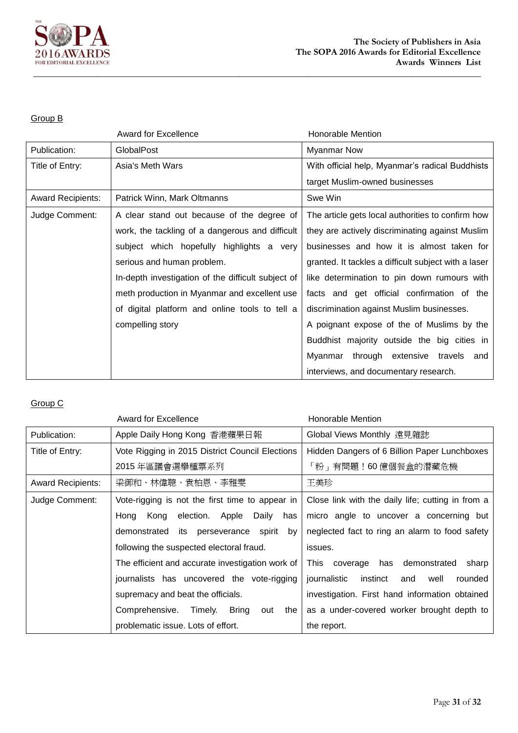Group B

| | Award for Excellence | Honorable Mention |
|---|---|---|
| Publication: | GlobalPost | Myanmar Now |
| Title of Entry: | Asia's Meth Wars | With official help, Myanmar's radical Buddhists target Muslim-owned businesses |
| Award Recipients: | Patrick Winn, Mark Oltmanns | Swe Win |
| Judge Comment: | A clear stand out because of the degree of work, the tackling of a dangerous and difficult subject which hopefully highlights a very serious and human problem. In-depth investigation of the difficult subject of meth production in Myanmar and excellent use of digital platform and online tools to tell a compelling story | The article gets local authorities to confirm how they are actively discriminating against Muslim businesses and how it is almost taken for granted. It tackles a difficult subject with a laser like determination to pin down rumours with facts and get official confirmation of the discrimination against Muslim businesses. A poignant expose of the of Muslims by the Buddhist majority outside the big cities in Myanmar through extensive travels and interviews, and documentary research. |

Group C

| | Award for Excellence | Honorable Mention |
|---|---|---|
| Publication: | Apple Daily Hong Kong 香港蘋果日報 | Global Views Monthly 遠見雜誌 |
| Title of Entry: | Vote Rigging in 2015 District Council Elections 2015 年區議會選舉種票系列 | Hidden Dangers of 6 Billion Paper Lunchboxes 「粉」有問題！60 億個餐盒的潛藏危機 |
| Award Recipients: | 梁御和、林偉聰、袁柏恩、李雅雯 | 王美珍 |
| Judge Comment: | Vote-rigging is not the first time to appear in Hong Kong election. Apple Daily has demonstrated its perseverance spirit by following the suspected electoral fraud. The efficient and accurate investigation work of journalists has uncovered the vote-rigging supremacy and beat the officials. Comprehensive. Timely. Bring out the problematic issue. Lots of effort. | Close link with the daily life; cutting in from a micro angle to uncover a concerning but neglected fact to ring an alarm to food safety issues. This coverage has demonstrated sharp journalistic instinct and well rounded investigation. First hand information obtained as a under-covered worker brought depth to the report. |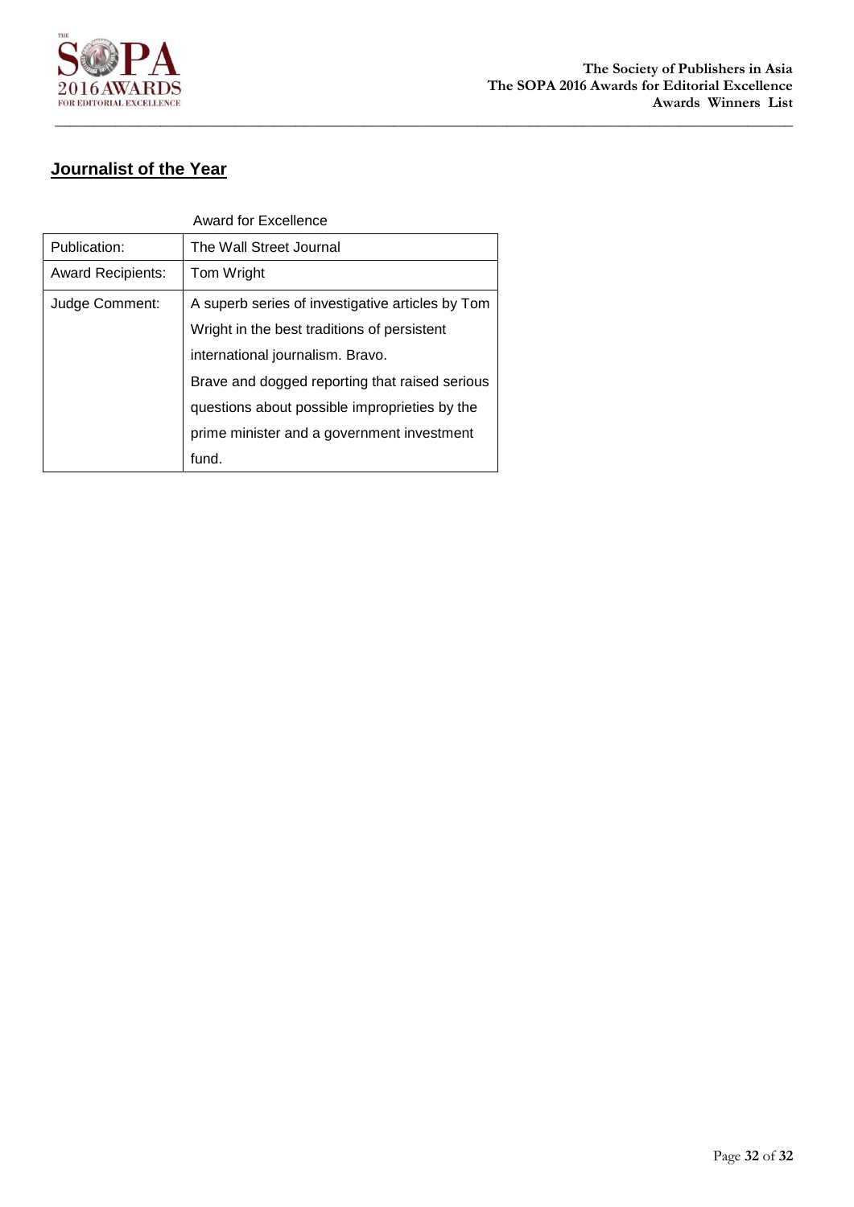## Journalist of the Year

Award for Excellence

| | |
|---|---|
| Publication: | The Wall Street Journal |
| Award Recipients: | Tom Wright |
| Judge Comment: | A superb series of investigative articles by Tom Wright in the best traditions of persistent international journalism. Bravo. Brave and dogged reporting that raised serious questions about possible improprieties by the prime minister and a government investment fund. |